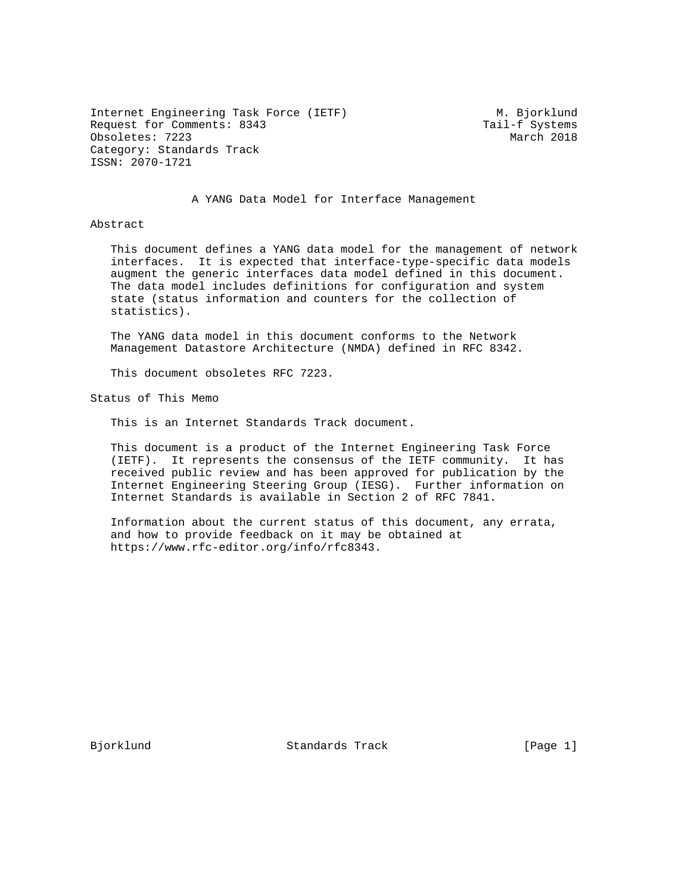Internet Engineering Task Force (IETF) M. Bjorklund
Request for Comments: 8343 Tail-f Systems
Obsoletes: 7223 March 2018
Category: Standards Track
ISSN: 2070-1721

# A YANG Data Model for Interface Management

## Abstract

This document defines a YANG data model for the management of network interfaces. It is expected that interface-type-specific data models augment the generic interfaces data model defined in this document. The data model includes definitions for configuration and system state (status information and counters for the collection of statistics).

The YANG data model in this document conforms to the Network Management Datastore Architecture (NMDA) defined in RFC 8342.

This document obsoletes RFC 7223.

## Status of This Memo

This is an Internet Standards Track document.

This document is a product of the Internet Engineering Task Force (IETF). It represents the consensus of the IETF community. It has received public review and has been approved for publication by the Internet Engineering Steering Group (IESG). Further information on Internet Standards is available in Section 2 of RFC 7841.

Information about the current status of this document, any errata, and how to provide feedback on it may be obtained at https://www.rfc-editor.org/info/rfc8343.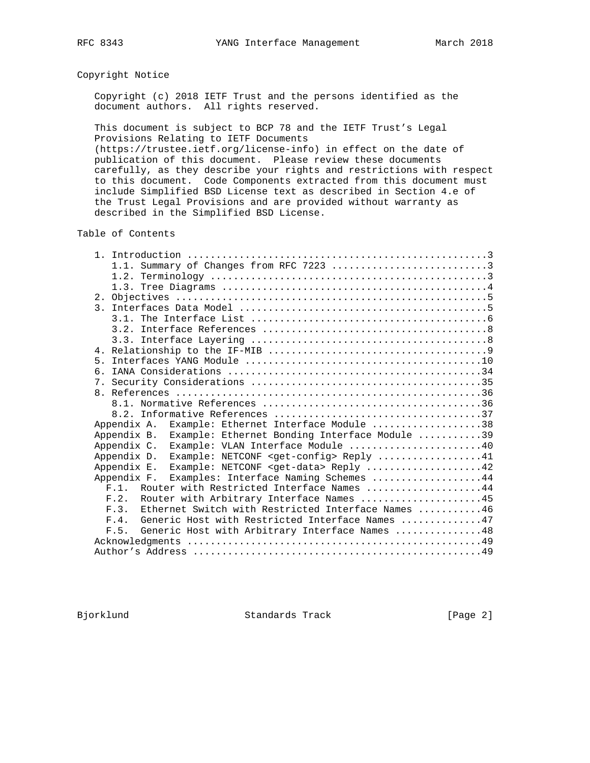## Copyright Notice

Copyright (c) 2018 IETF Trust and the persons identified as the document authors. All rights reserved.

This document is subject to BCP 78 and the IETF Trust's Legal Provisions Relating to IETF Documents (https://trustee.ietf.org/license-info) in effect on the date of publication of this document. Please review these documents carefully, as they describe your rights and restrictions with respect to this document. Code Components extracted from this document must include Simplified BSD License text as described in Section 4.e of the Trust Legal Provisions and are provided without warranty as described in the Simplified BSD License.

## Table of Contents

```
   1. Introduction ....................................................3
      1.1. Summary of Changes from RFC 7223 ...........................3
      1.2. Terminology ................................................3
      1.3. Tree Diagrams ..............................................4
   2. Objectives ......................................................5
   3. Interfaces Data Model ...........................................5
      3.1. The Interface List .........................................6
      3.2. Interface References .......................................8
      3.3. Interface Layering .........................................8
   4. Relationship to the IF-MIB ......................................9
   5. Interfaces YANG Module .........................................10
   6. IANA Considerations ............................................34
   7. Security Considerations ........................................35
   8. References .....................................................36
      8.1. Normative References ......................................36
      8.2. Informative References ....................................37
   Appendix A.  Example: Ethernet Interface Module ...................38
   Appendix B.  Example: Ethernet Bonding Interface Module ...........39
   Appendix C.  Example: VLAN Interface Module .......................40
   Appendix D.  Example: NETCONF <get-config> Reply ..................41
   Appendix E.  Example: NETCONF <get-data> Reply ....................42
   Appendix F.  Examples: Interface Naming Schemes ...................44
     F.1.  Router with Restricted Interface Names ....................44
     F.2.  Router with Arbitrary Interface Names .....................45
     F.3.  Ethernet Switch with Restricted Interface Names ...........46
     F.4.  Generic Host with Restricted Interface Names ..............47
     F.5.  Generic Host with Arbitrary Interface Names ...............48
   Acknowledgments ...................................................49
   Author's Address ..................................................49
```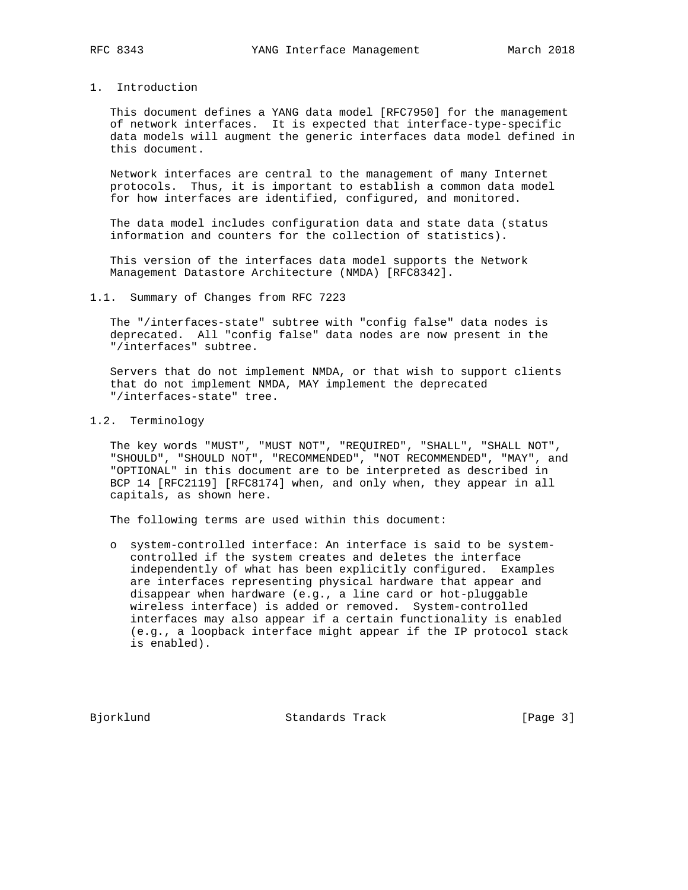## 1. Introduction

This document defines a YANG data model [RFC7950] for the management of network interfaces. It is expected that interface-type-specific data models will augment the generic interfaces data model defined in this document.

Network interfaces are central to the management of many Internet protocols. Thus, it is important to establish a common data model for how interfaces are identified, configured, and monitored.

The data model includes configuration data and state data (status information and counters for the collection of statistics).

This version of the interfaces data model supports the Network Management Datastore Architecture (NMDA) [RFC8342].

### 1.1. Summary of Changes from RFC 7223

The "/interfaces-state" subtree with "config false" data nodes is deprecated. All "config false" data nodes are now present in the "/interfaces" subtree.

Servers that do not implement NMDA, or that wish to support clients that do not implement NMDA, MAY implement the deprecated "/interfaces-state" tree.

### 1.2. Terminology

The key words "MUST", "MUST NOT", "REQUIRED", "SHALL", "SHALL NOT", "SHOULD", "SHOULD NOT", "RECOMMENDED", "NOT RECOMMENDED", "MAY", and "OPTIONAL" in this document are to be interpreted as described in BCP 14 [RFC2119] [RFC8174] when, and only when, they appear in all capitals, as shown here.

The following terms are used within this document:

- system-controlled interface: An interface is said to be system-controlled if the system creates and deletes the interface independently of what has been explicitly configured. Examples are interfaces representing physical hardware that appear and disappear when hardware (e.g., a line card or hot-pluggable wireless interface) is added or removed. System-controlled interfaces may also appear if a certain functionality is enabled (e.g., a loopback interface might appear if the IP protocol stack is enabled).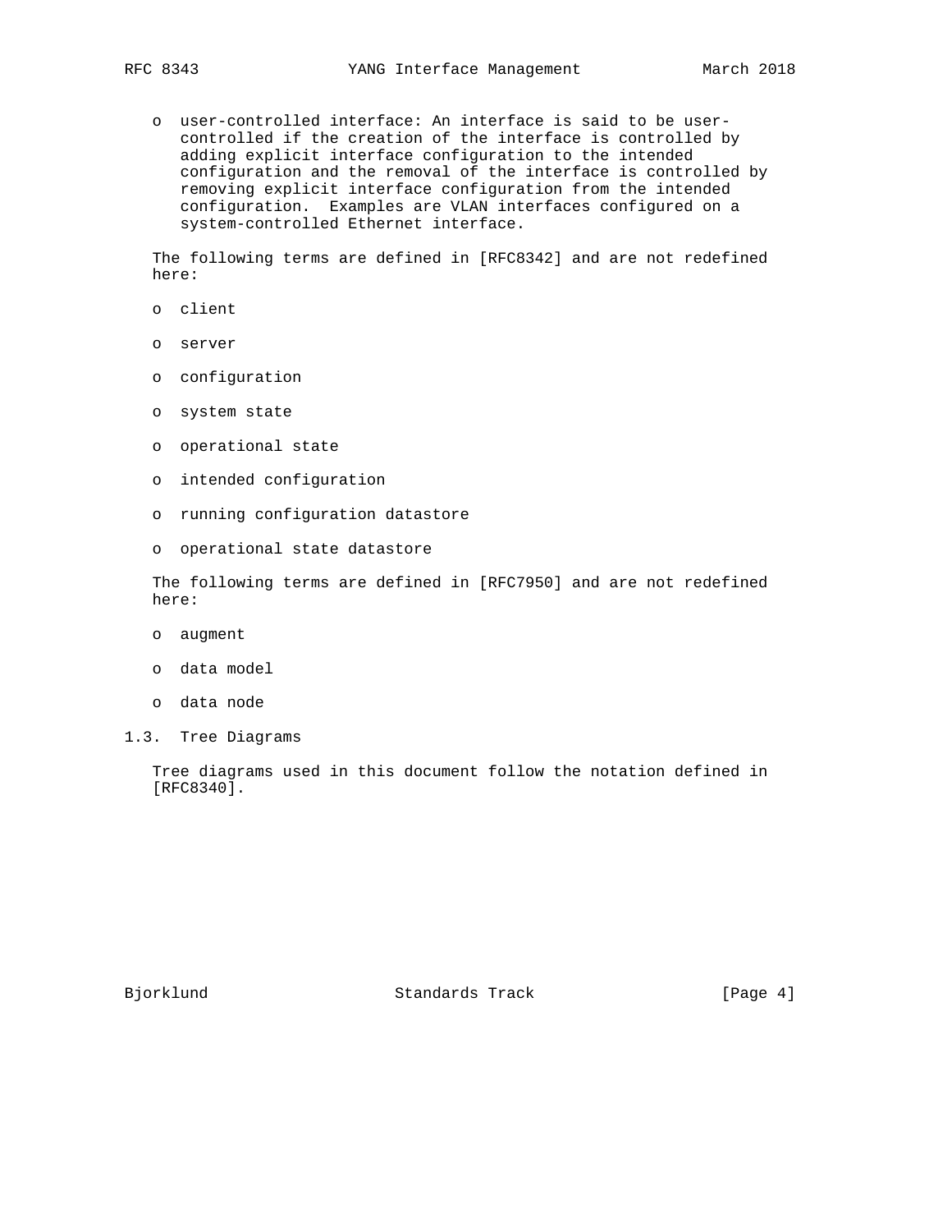- user-controlled interface: An interface is said to be user-controlled if the creation of the interface is controlled by adding explicit interface configuration to the intended configuration and the removal of the interface is controlled by removing explicit interface configuration from the intended configuration. Examples are VLAN interfaces configured on a system-controlled Ethernet interface.

The following terms are defined in [RFC8342] and are not redefined here:

- client
- server
- configuration
- system state
- operational state
- intended configuration
- running configuration datastore
- operational state datastore

The following terms are defined in [RFC7950] and are not redefined here:

- augment
- data model
- data node

### 1.3. Tree Diagrams

Tree diagrams used in this document follow the notation defined in [RFC8340].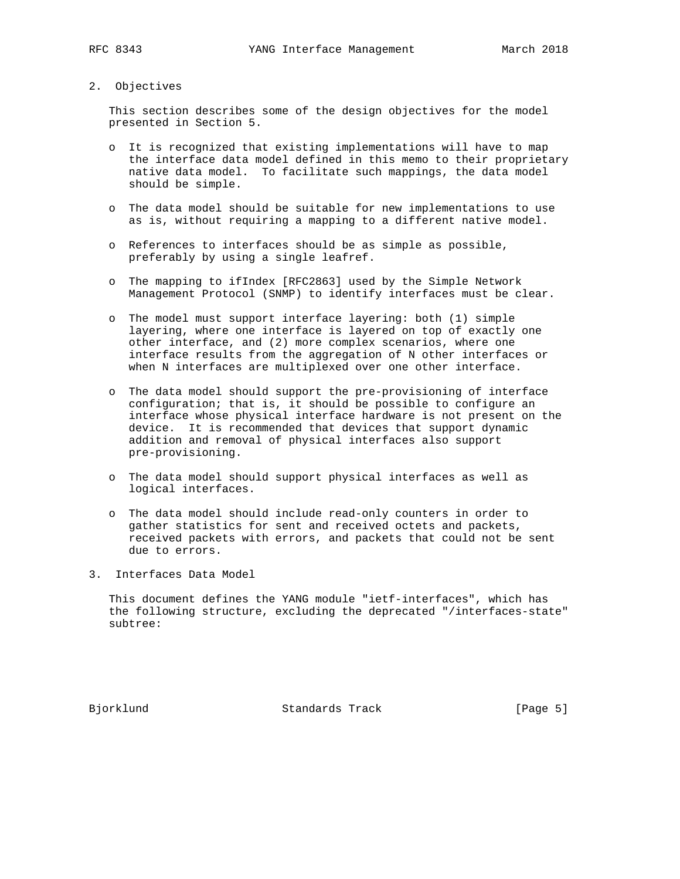## 2. Objectives

This section describes some of the design objectives for the model presented in Section 5.

- It is recognized that existing implementations will have to map the interface data model defined in this memo to their proprietary native data model. To facilitate such mappings, the data model should be simple.

- The data model should be suitable for new implementations to use as is, without requiring a mapping to a different native model.

- References to interfaces should be as simple as possible, preferably by using a single leafref.

- The mapping to ifIndex [RFC2863] used by the Simple Network Management Protocol (SNMP) to identify interfaces must be clear.

- The model must support interface layering: both (1) simple layering, where one interface is layered on top of exactly one other interface, and (2) more complex scenarios, where one interface results from the aggregation of N other interfaces or when N interfaces are multiplexed over one other interface.

- The data model should support the pre-provisioning of interface configuration; that is, it should be possible to configure an interface whose physical interface hardware is not present on the device. It is recommended that devices that support dynamic addition and removal of physical interfaces also support pre-provisioning.

- The data model should support physical interfaces as well as logical interfaces.

- The data model should include read-only counters in order to gather statistics for sent and received octets and packets, received packets with errors, and packets that could not be sent due to errors.

## 3. Interfaces Data Model

This document defines the YANG module "ietf-interfaces", which has the following structure, excluding the deprecated "/interfaces-state" subtree: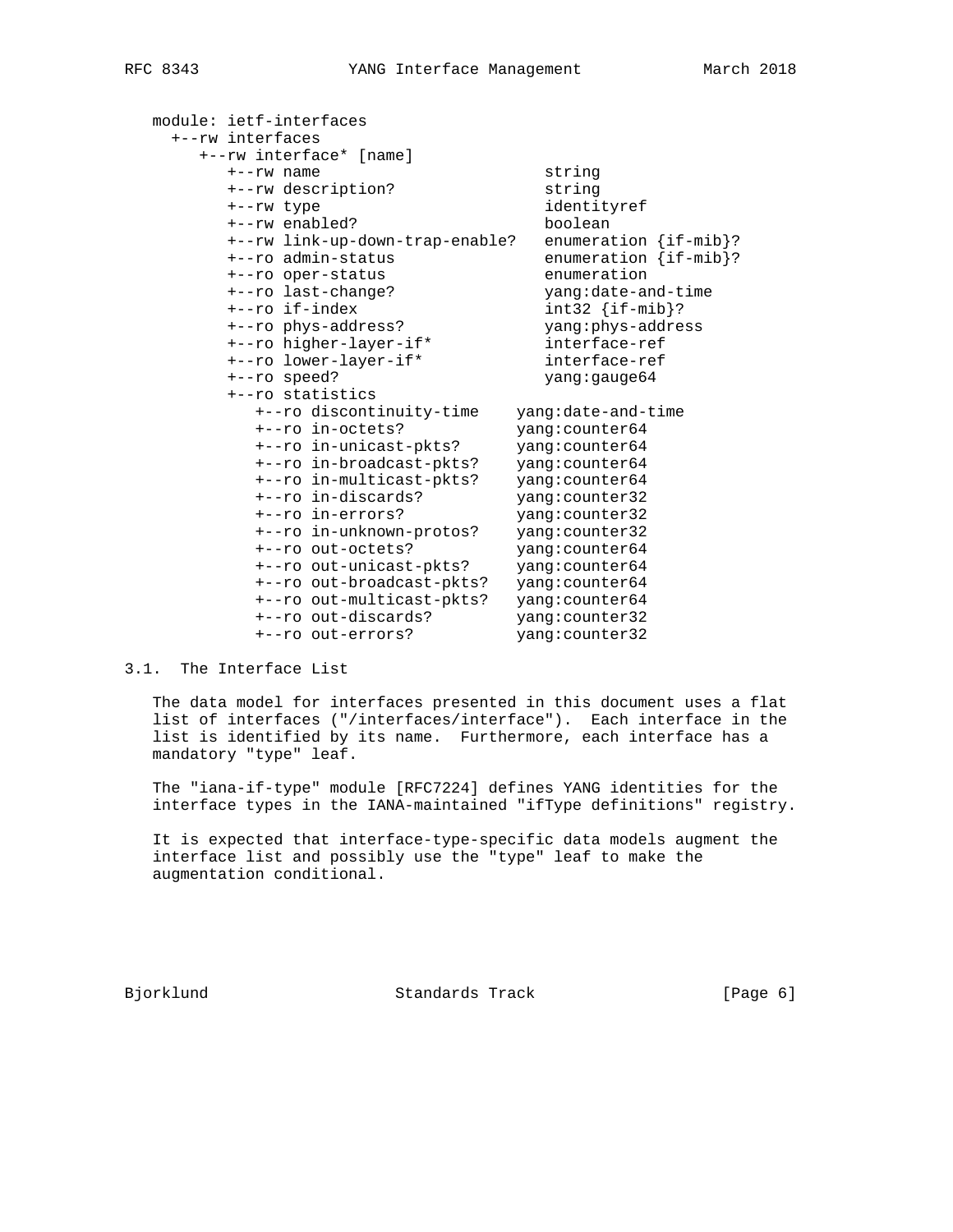```
module: ietf-interfaces
  +--rw interfaces
     +--rw interface* [name]
        +--rw name                        string
        +--rw description?                string
        +--rw type                        identityref
        +--rw enabled?                    boolean
        +--rw link-up-down-trap-enable?   enumeration {if-mib}?
        +--ro admin-status                enumeration {if-mib}?
        +--ro oper-status                 enumeration
        +--ro last-change?                yang:date-and-time
        +--ro if-index                    int32 {if-mib}?
        +--ro phys-address?               yang:phys-address
        +--ro higher-layer-if*            interface-ref
        +--ro lower-layer-if*             interface-ref
        +--ro speed?                      yang:gauge64
        +--ro statistics
           +--ro discontinuity-time    yang:date-and-time
           +--ro in-octets?            yang:counter64
           +--ro in-unicast-pkts?      yang:counter64
           +--ro in-broadcast-pkts?    yang:counter64
           +--ro in-multicast-pkts?    yang:counter64
           +--ro in-discards?          yang:counter32
           +--ro in-errors?            yang:counter32
           +--ro in-unknown-protos?    yang:counter32
           +--ro out-octets?           yang:counter64
           +--ro out-unicast-pkts?     yang:counter64
           +--ro out-broadcast-pkts?   yang:counter64
           +--ro out-multicast-pkts?   yang:counter64
           +--ro out-discards?         yang:counter32
           +--ro out-errors?           yang:counter32
```

## 3.1. The Interface List

The data model for interfaces presented in this document uses a flat list of interfaces ("/interfaces/interface"). Each interface in the list is identified by its name. Furthermore, each interface has a mandatory "type" leaf.

The "iana-if-type" module [RFC7224] defines YANG identities for the interface types in the IANA-maintained "ifType definitions" registry.

It is expected that interface-type-specific data models augment the interface list and possibly use the "type" leaf to make the augmentation conditional.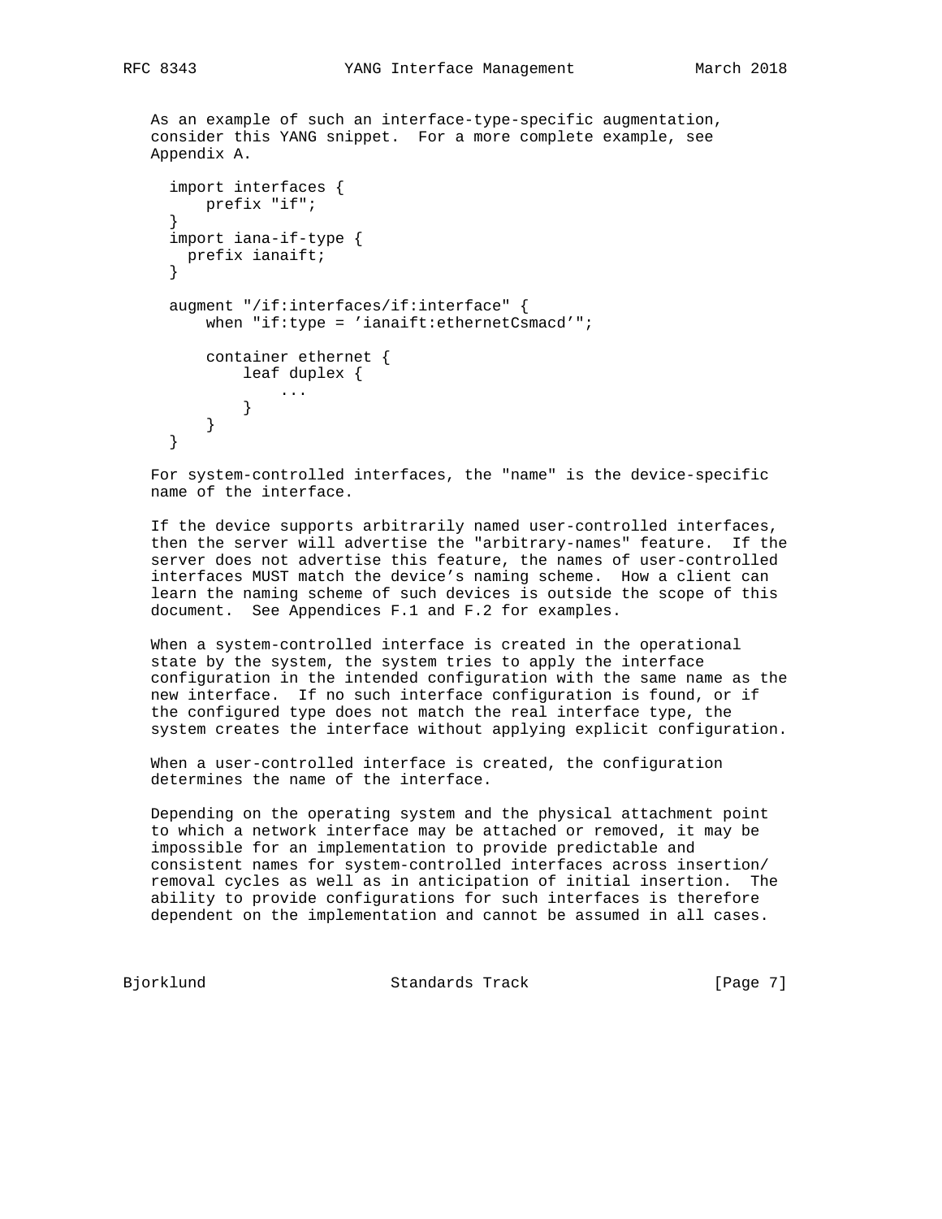As an example of such an interface-type-specific augmentation, consider this YANG snippet. For a more complete example, see Appendix A.

```
import interfaces {
    prefix "if";
}
import iana-if-type {
  prefix ianaift;
}

augment "/if:interfaces/if:interface" {
    when "if:type = 'ianaift:ethernetCsmacd'";

    container ethernet {
        leaf duplex {
            ...
        }
    }
}
```

For system-controlled interfaces, the "name" is the device-specific name of the interface.

If the device supports arbitrarily named user-controlled interfaces, then the server will advertise the "arbitrary-names" feature. If the server does not advertise this feature, the names of user-controlled interfaces MUST match the device's naming scheme. How a client can learn the naming scheme of such devices is outside the scope of this document. See Appendices F.1 and F.2 for examples.

When a system-controlled interface is created in the operational state by the system, the system tries to apply the interface configuration in the intended configuration with the same name as the new interface. If no such interface configuration is found, or if the configured type does not match the real interface type, the system creates the interface without applying explicit configuration.

When a user-controlled interface is created, the configuration determines the name of the interface.

Depending on the operating system and the physical attachment point to which a network interface may be attached or removed, it may be impossible for an implementation to provide predictable and consistent names for system-controlled interfaces across insertion/removal cycles as well as in anticipation of initial insertion. The ability to provide configurations for such interfaces is therefore dependent on the implementation and cannot be assumed in all cases.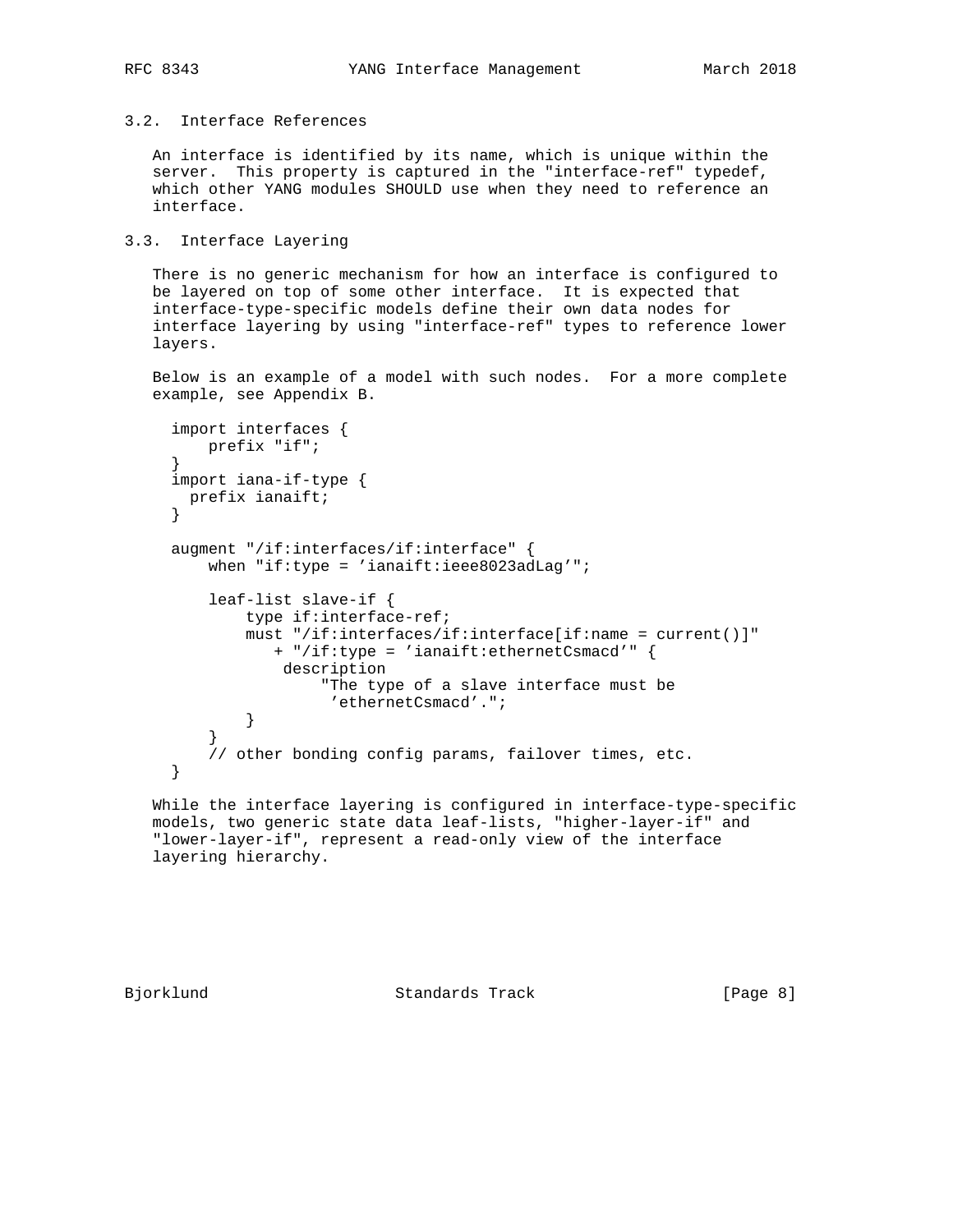## 3.2. Interface References

An interface is identified by its name, which is unique within the server. This property is captured in the "interface-ref" typedef, which other YANG modules SHOULD use when they need to reference an interface.

## 3.3. Interface Layering

There is no generic mechanism for how an interface is configured to be layered on top of some other interface. It is expected that interface-type-specific models define their own data nodes for interface layering by using "interface-ref" types to reference lower layers.

Below is an example of a model with such nodes. For a more complete example, see Appendix B.

```
  import interfaces {
      prefix "if";
  }
  import iana-if-type {
    prefix ianaift;
  }

  augment "/if:interfaces/if:interface" {
      when "if:type = 'ianaift:ieee8023adLag'";

      leaf-list slave-if {
          type if:interface-ref;
          must "/if:interfaces/if:interface[if:name = current()]"
             + "/if:type = 'ianaift:ethernetCsmacd'" {
              description
                  "The type of a slave interface must be
                   'ethernetCsmacd'.";
          }
      }
      // other bonding config params, failover times, etc.
  }
```

While the interface layering is configured in interface-type-specific models, two generic state data leaf-lists, "higher-layer-if" and "lower-layer-if", represent a read-only view of the interface layering hierarchy.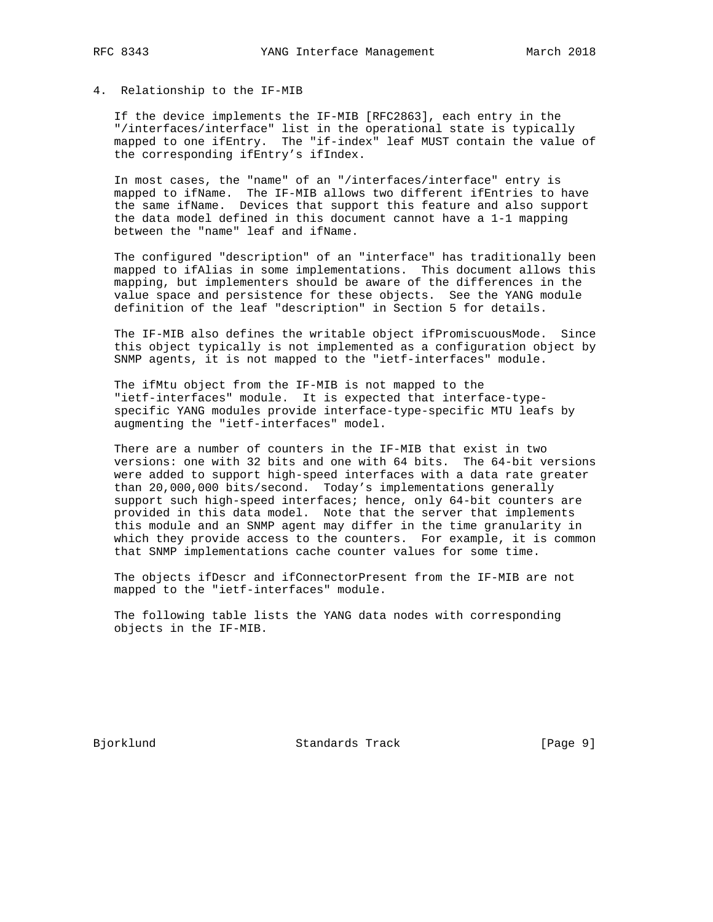## 4. Relationship to the IF-MIB

If the device implements the IF-MIB [RFC2863], each entry in the "/interfaces/interface" list in the operational state is typically mapped to one ifEntry. The "if-index" leaf MUST contain the value of the corresponding ifEntry's ifIndex.

In most cases, the "name" of an "/interfaces/interface" entry is mapped to ifName. The IF-MIB allows two different ifEntries to have the same ifName. Devices that support this feature and also support the data model defined in this document cannot have a 1-1 mapping between the "name" leaf and ifName.

The configured "description" of an "interface" has traditionally been mapped to ifAlias in some implementations. This document allows this mapping, but implementers should be aware of the differences in the value space and persistence for these objects. See the YANG module definition of the leaf "description" in Section 5 for details.

The IF-MIB also defines the writable object ifPromiscuousMode. Since this object typically is not implemented as a configuration object by SNMP agents, it is not mapped to the "ietf-interfaces" module.

The ifMtu object from the IF-MIB is not mapped to the "ietf-interfaces" module. It is expected that interface-type-specific YANG modules provide interface-type-specific MTU leafs by augmenting the "ietf-interfaces" model.

There are a number of counters in the IF-MIB that exist in two versions: one with 32 bits and one with 64 bits. The 64-bit versions were added to support high-speed interfaces with a data rate greater than 20,000,000 bits/second. Today's implementations generally support such high-speed interfaces; hence, only 64-bit counters are provided in this data model. Note that the server that implements this module and an SNMP agent may differ in the time granularity in which they provide access to the counters. For example, it is common that SNMP implementations cache counter values for some time.

The objects ifDescr and ifConnectorPresent from the IF-MIB are not mapped to the "ietf-interfaces" module.

The following table lists the YANG data nodes with corresponding objects in the IF-MIB.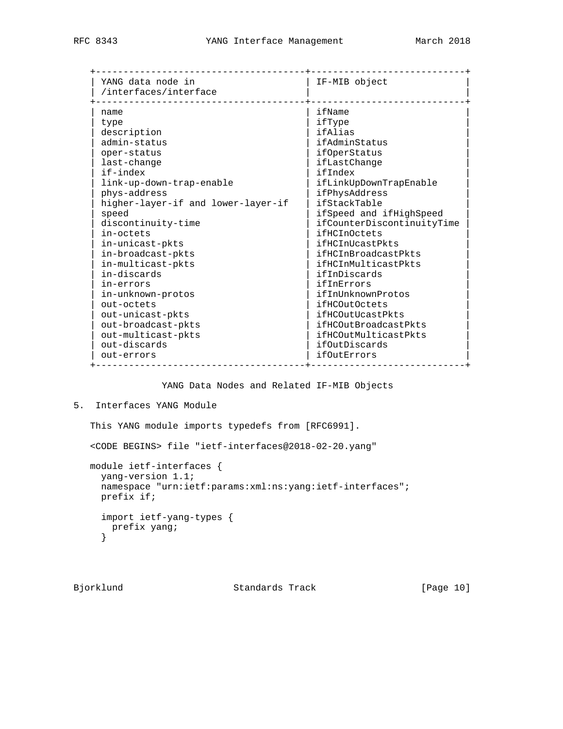| YANG data node in /interfaces/interface | IF-MIB object |
| --- | --- |
| name | ifName |
| type | ifType |
| description | ifAlias |
| admin-status | ifAdminStatus |
| oper-status | ifOperStatus |
| last-change | ifLastChange |
| if-index | ifIndex |
| link-up-down-trap-enable | ifLinkUpDownTrapEnable |
| phys-address | ifPhysAddress |
| higher-layer-if and lower-layer-if | ifStackTable |
| speed | ifSpeed and ifHighSpeed |
| discontinuity-time | ifCounterDiscontinuityTime |
| in-octets | ifHCInOctets |
| in-unicast-pkts | ifHCInUcastPkts |
| in-broadcast-pkts | ifHCInBroadcastPkts |
| in-multicast-pkts | ifHCInMulticastPkts |
| in-discards | ifInDiscards |
| in-errors | ifInErrors |
| in-unknown-protos | ifInUnknownProtos |
| out-octets | ifHCOutOctets |
| out-unicast-pkts | ifHCOutUcastPkts |
| out-broadcast-pkts | ifHCOutBroadcastPkts |
| out-multicast-pkts | ifHCOutMulticastPkts |
| out-discards | ifOutDiscards |
| out-errors | ifOutErrors |

YANG Data Nodes and Related IF-MIB Objects

## 5. Interfaces YANG Module

This YANG module imports typedefs from [RFC6991].

<CODE BEGINS> file "ietf-interfaces@2018-02-20.yang"

```
module ietf-interfaces {
  yang-version 1.1;
  namespace "urn:ietf:params:xml:ns:yang:ietf-interfaces";
  prefix if;

  import ietf-yang-types {
    prefix yang;
  }
```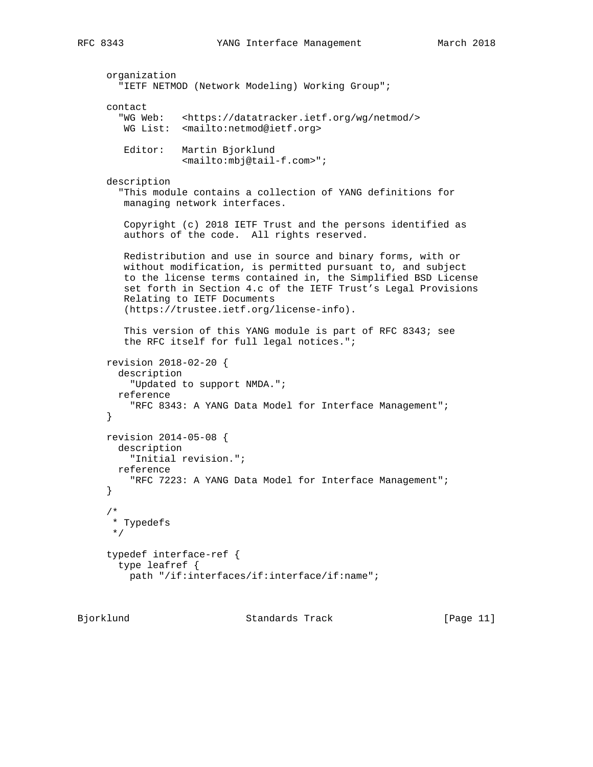```
     organization
       "IETF NETMOD (Network Modeling) Working Group";

     contact
       "WG Web:   <https://datatracker.ietf.org/wg/netmod/>
        WG List:  <mailto:netmod@ietf.org>

        Editor:   Martin Bjorklund
                  <mailto:mbj@tail-f.com>";

     description
       "This module contains a collection of YANG definitions for
        managing network interfaces.

        Copyright (c) 2018 IETF Trust and the persons identified as
        authors of the code.  All rights reserved.

        Redistribution and use in source and binary forms, with or
        without modification, is permitted pursuant to, and subject
        to the license terms contained in, the Simplified BSD License
        set forth in Section 4.c of the IETF Trust's Legal Provisions
        Relating to IETF Documents
        (https://trustee.ietf.org/license-info).

        This version of this YANG module is part of RFC 8343; see
        the RFC itself for full legal notices.";

     revision 2018-02-20 {
       description
         "Updated to support NMDA.";
       reference
         "RFC 8343: A YANG Data Model for Interface Management";
     }

     revision 2014-05-08 {
       description
         "Initial revision.";
       reference
         "RFC 7223: A YANG Data Model for Interface Management";
     }

     /*
      * Typedefs
      */

     typedef interface-ref {
       type leafref {
         path "/if:interfaces/if:interface/if:name";
```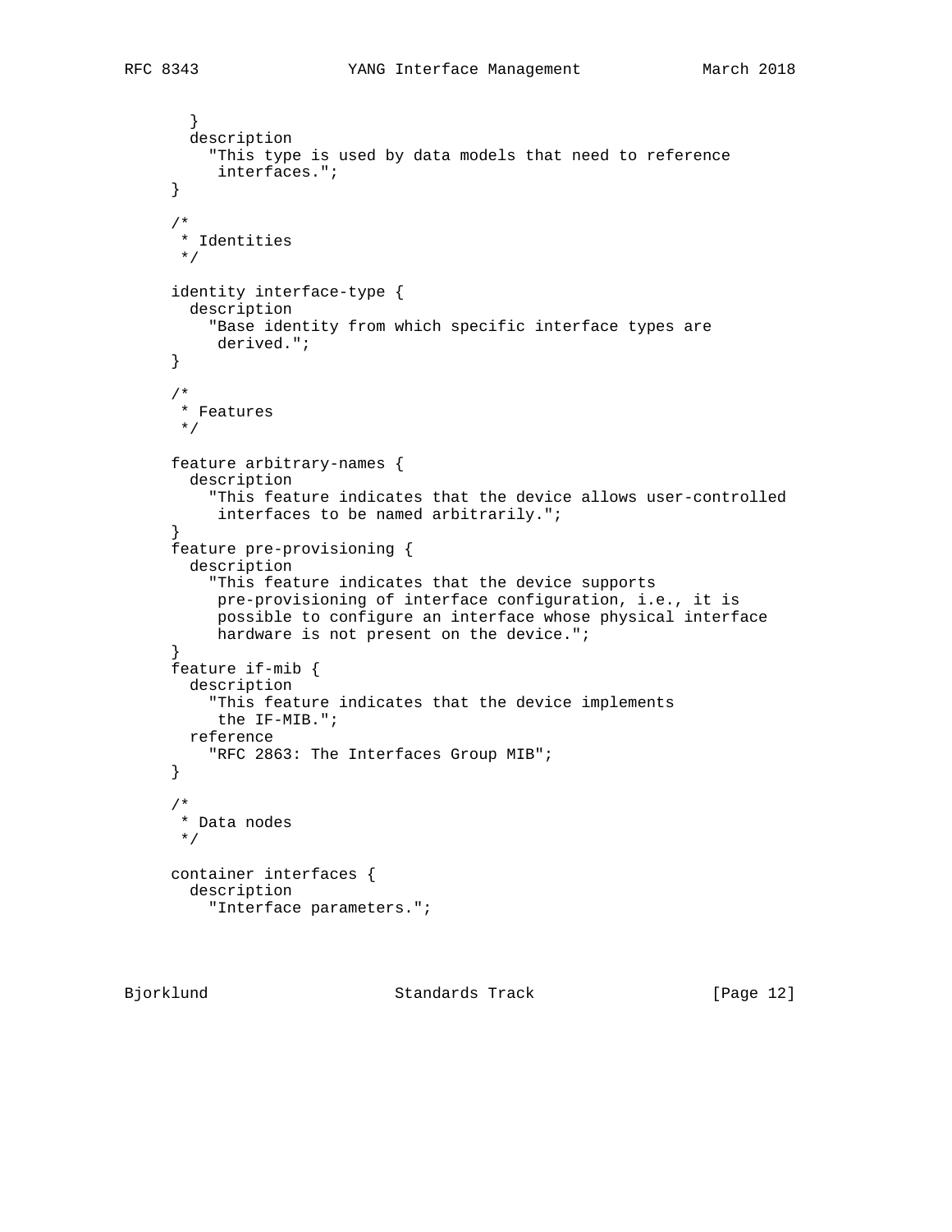```
       }
       description
         "This type is used by data models that need to reference
          interfaces.";
     }

     /*
      * Identities
      */

     identity interface-type {
       description
         "Base identity from which specific interface types are
          derived.";
     }

     /*
      * Features
      */

     feature arbitrary-names {
       description
         "This feature indicates that the device allows user-controlled
          interfaces to be named arbitrarily.";
     }
     feature pre-provisioning {
       description
         "This feature indicates that the device supports
          pre-provisioning of interface configuration, i.e., it is
          possible to configure an interface whose physical interface
          hardware is not present on the device.";
     }
     feature if-mib {
       description
         "This feature indicates that the device implements
          the IF-MIB.";
       reference
         "RFC 2863: The Interfaces Group MIB";
     }

     /*
      * Data nodes
      */

     container interfaces {
       description
         "Interface parameters.";
```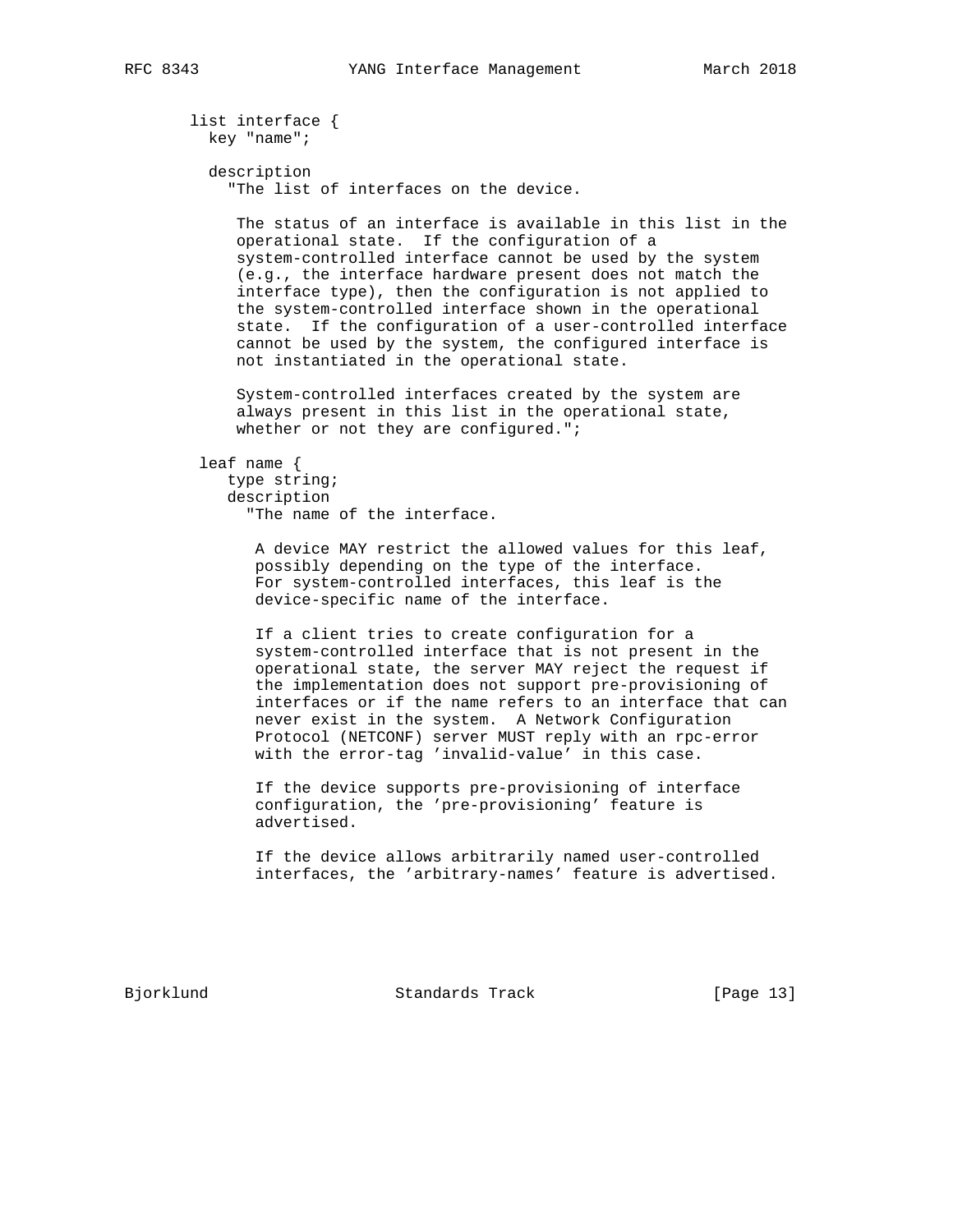```
     list interface {
       key "name";

       description
         "The list of interfaces on the device.

          The status of an interface is available in this list in the
          operational state.  If the configuration of a
          system-controlled interface cannot be used by the system
          (e.g., the interface hardware present does not match the
          interface type), then the configuration is not applied to
          the system-controlled interface shown in the operational
          state.  If the configuration of a user-controlled interface
          cannot be used by the system, the configured interface is
          not instantiated in the operational state.

          System-controlled interfaces created by the system are
          always present in this list in the operational state,
          whether or not they are configured.";

      leaf name {
         type string;
         description
           "The name of the interface.

            A device MAY restrict the allowed values for this leaf,
            possibly depending on the type of the interface.
            For system-controlled interfaces, this leaf is the
            device-specific name of the interface.

            If a client tries to create configuration for a
            system-controlled interface that is not present in the
            operational state, the server MAY reject the request if
            the implementation does not support pre-provisioning of
            interfaces or if the name refers to an interface that can
            never exist in the system.  A Network Configuration
            Protocol (NETCONF) server MUST reply with an rpc-error
            with the error-tag 'invalid-value' in this case.

            If the device supports pre-provisioning of interface
            configuration, the 'pre-provisioning' feature is
            advertised.

            If the device allows arbitrarily named user-controlled
            interfaces, the 'arbitrary-names' feature is advertised.
```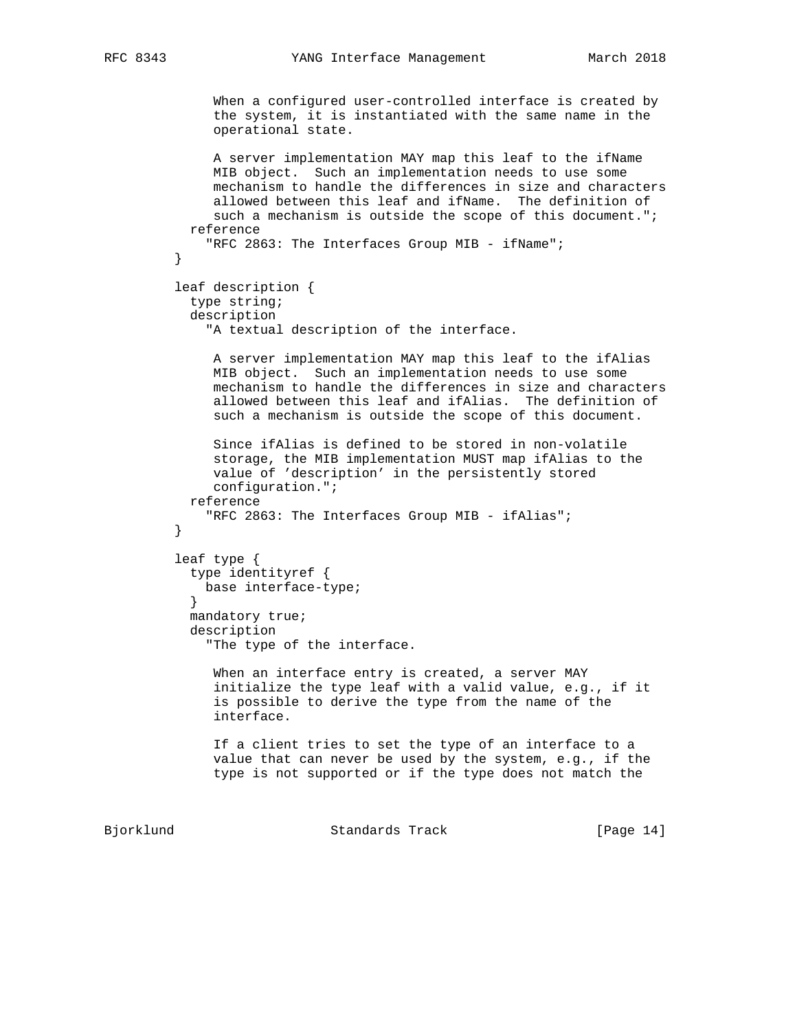```
           When a configured user-controlled interface is created by
           the system, it is instantiated with the same name in the
           operational state.

           A server implementation MAY map this leaf to the ifName
           MIB object.  Such an implementation needs to use some
           mechanism to handle the differences in size and characters
           allowed between this leaf and ifName.  The definition of
           such a mechanism is outside the scope of this document.";
        reference
          "RFC 2863: The Interfaces Group MIB - ifName";
      }

      leaf description {
        type string;
        description
          "A textual description of the interface.

           A server implementation MAY map this leaf to the ifAlias
           MIB object.  Such an implementation needs to use some
           mechanism to handle the differences in size and characters
           allowed between this leaf and ifAlias.  The definition of
           such a mechanism is outside the scope of this document.

           Since ifAlias is defined to be stored in non-volatile
           storage, the MIB implementation MUST map ifAlias to the
           value of 'description' in the persistently stored
           configuration.";
        reference
          "RFC 2863: The Interfaces Group MIB - ifAlias";
      }

      leaf type {
        type identityref {
          base interface-type;
        }
        mandatory true;
        description
          "The type of the interface.

           When an interface entry is created, a server MAY
           initialize the type leaf with a valid value, e.g., if it
           is possible to derive the type from the name of the
           interface.

           If a client tries to set the type of an interface to a
           value that can never be used by the system, e.g., if the
           type is not supported or if the type does not match the
```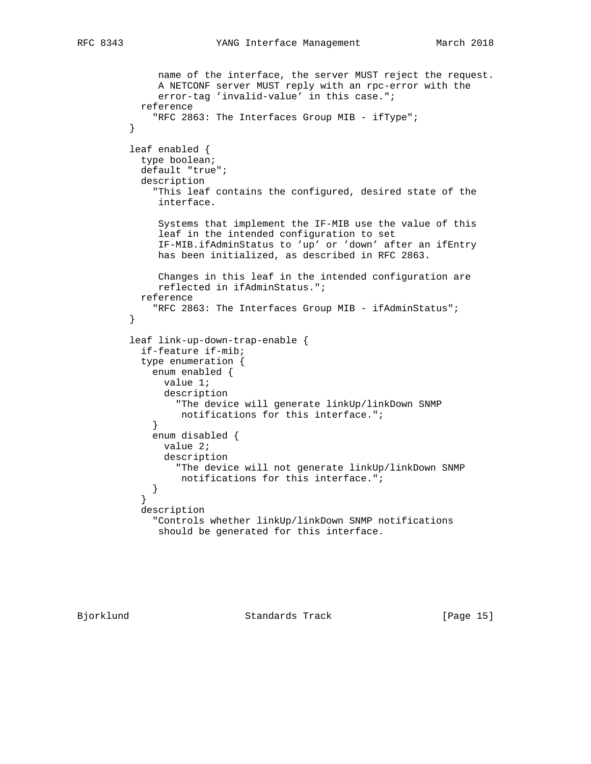```
             name of the interface, the server MUST reject the request.
             A NETCONF server MUST reply with an rpc-error with the
             error-tag 'invalid-value' in this case.";
          reference
            "RFC 2863: The Interfaces Group MIB - ifType";
        }

        leaf enabled {
          type boolean;
          default "true";
          description
            "This leaf contains the configured, desired state of the
             interface.

             Systems that implement the IF-MIB use the value of this
             leaf in the intended configuration to set
             IF-MIB.ifAdminStatus to 'up' or 'down' after an ifEntry
             has been initialized, as described in RFC 2863.

             Changes in this leaf in the intended configuration are
             reflected in ifAdminStatus.";
          reference
            "RFC 2863: The Interfaces Group MIB - ifAdminStatus";
        }

        leaf link-up-down-trap-enable {
          if-feature if-mib;
          type enumeration {
            enum enabled {
              value 1;
              description
                "The device will generate linkUp/linkDown SNMP
                 notifications for this interface.";
            }
            enum disabled {
              value 2;
              description
                "The device will not generate linkUp/linkDown SNMP
                 notifications for this interface.";
            }
          }
          description
            "Controls whether linkUp/linkDown SNMP notifications
             should be generated for this interface.
```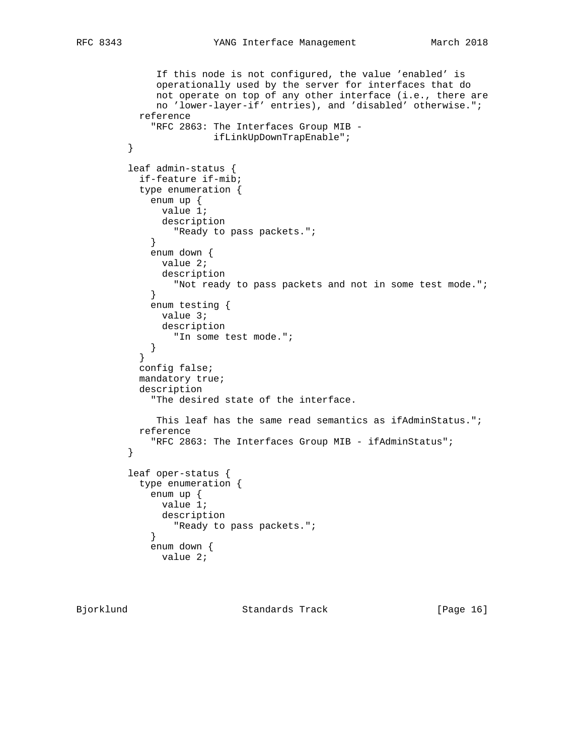```
           If this node is not configured, the value 'enabled' is
           operationally used by the server for interfaces that do
           not operate on top of any other interface (i.e., there are
           no 'lower-layer-if' entries), and 'disabled' otherwise.";
        reference
          "RFC 2863: The Interfaces Group MIB -
                     ifLinkUpDownTrapEnable";
      }

      leaf admin-status {
        if-feature if-mib;
        type enumeration {
          enum up {
            value 1;
            description
              "Ready to pass packets.";
          }
          enum down {
            value 2;
            description
              "Not ready to pass packets and not in some test mode.";
          }
          enum testing {
            value 3;
            description
              "In some test mode.";
          }
        }
        config false;
        mandatory true;
        description
          "The desired state of the interface.

           This leaf has the same read semantics as ifAdminStatus.";
        reference
          "RFC 2863: The Interfaces Group MIB - ifAdminStatus";
      }

      leaf oper-status {
        type enumeration {
          enum up {
            value 1;
            description
              "Ready to pass packets.";
          }
          enum down {
            value 2;
```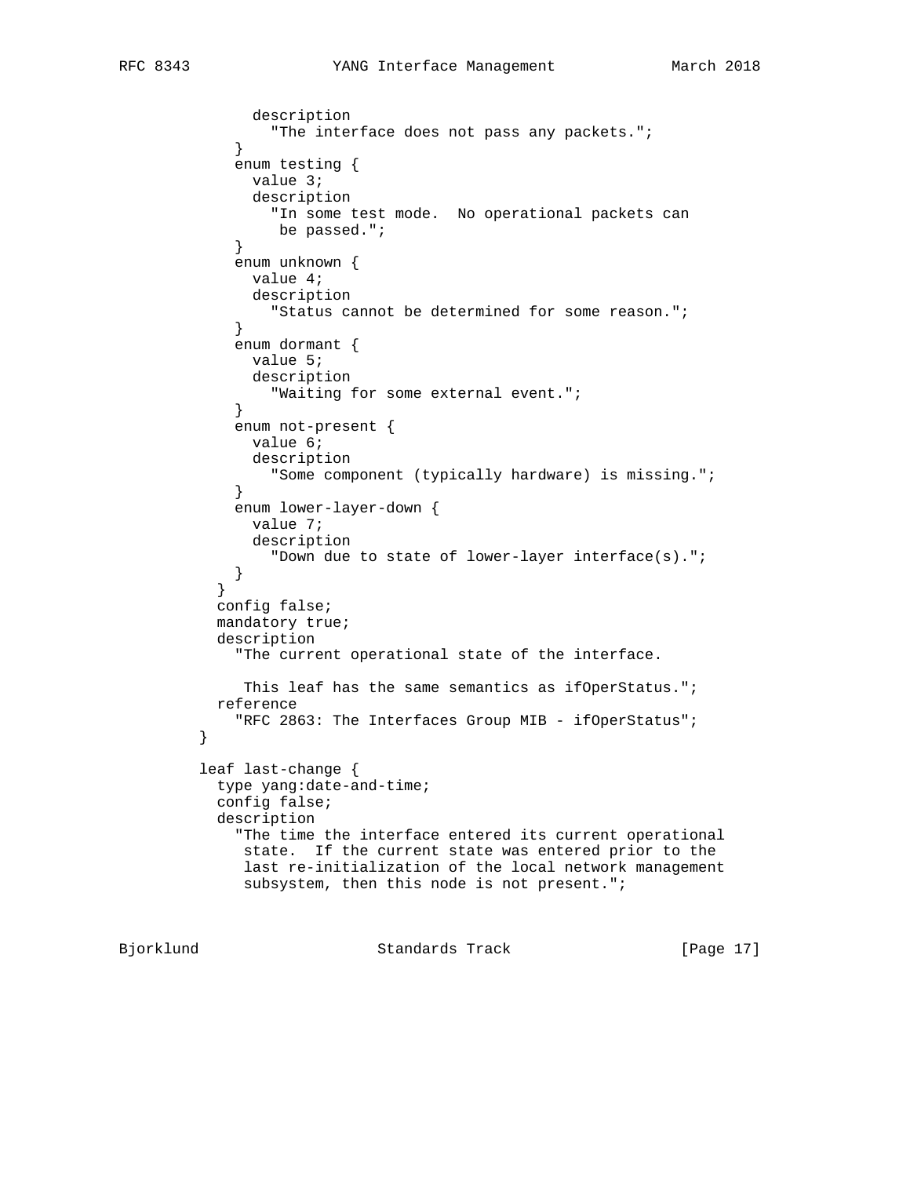```
            description
              "The interface does not pass any packets.";
          }
          enum testing {
            value 3;
            description
              "In some test mode.  No operational packets can
               be passed.";
          }
          enum unknown {
            value 4;
            description
              "Status cannot be determined for some reason.";
          }
          enum dormant {
            value 5;
            description
              "Waiting for some external event.";
          }
          enum not-present {
            value 6;
            description
              "Some component (typically hardware) is missing.";
          }
          enum lower-layer-down {
            value 7;
            description
              "Down due to state of lower-layer interface(s).";
          }
        }
        config false;
        mandatory true;
        description
          "The current operational state of the interface.

           This leaf has the same semantics as ifOperStatus.";
        reference
          "RFC 2863: The Interfaces Group MIB - ifOperStatus";
      }

      leaf last-change {
        type yang:date-and-time;
        config false;
        description
          "The time the interface entered its current operational
           state.  If the current state was entered prior to the
           last re-initialization of the local network management
           subsystem, then this node is not present.";
```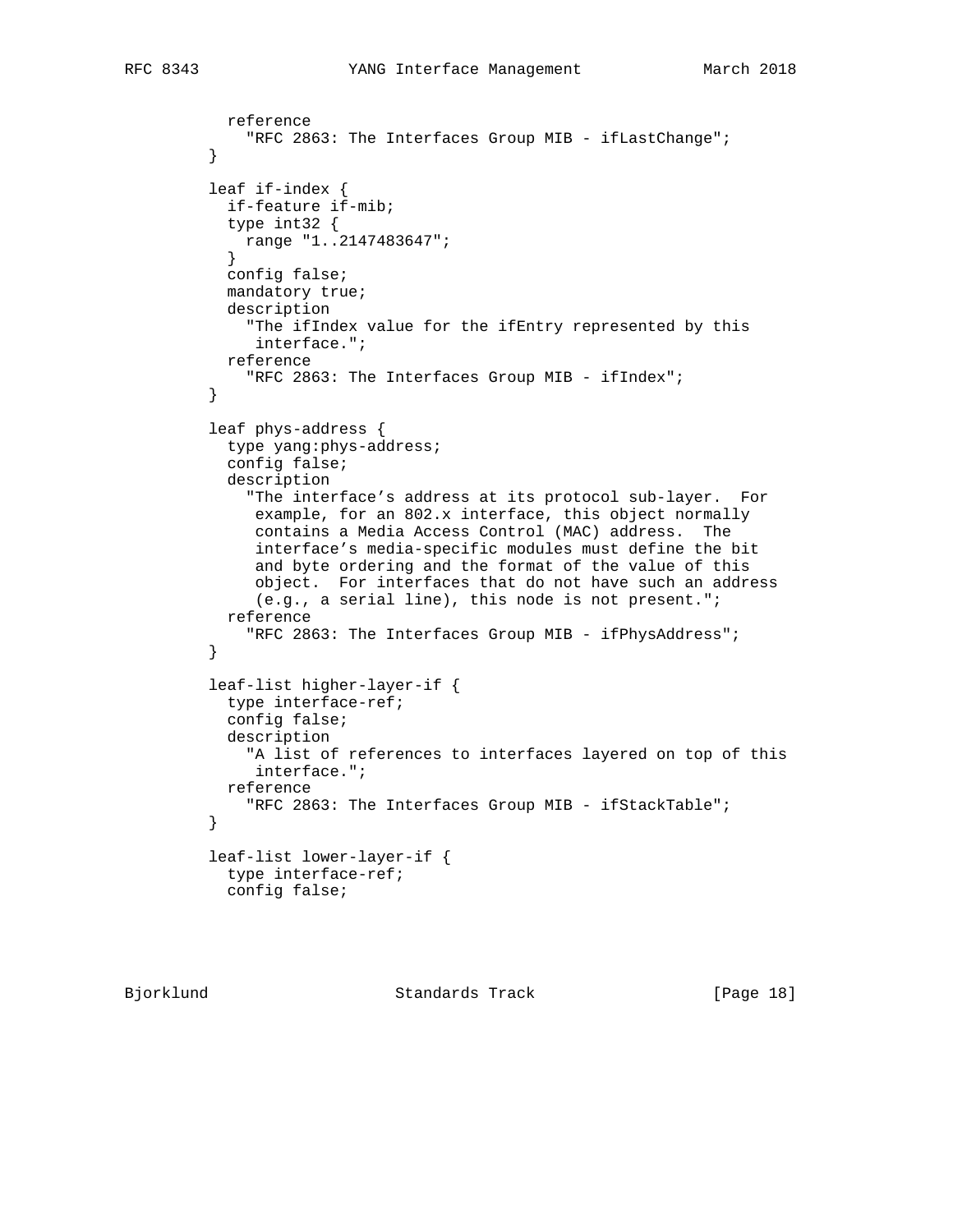```
          reference
            "RFC 2863: The Interfaces Group MIB - ifLastChange";
        }

        leaf if-index {
          if-feature if-mib;
          type int32 {
            range "1..2147483647";
          }
          config false;
          mandatory true;
          description
            "The ifIndex value for the ifEntry represented by this
             interface.";
          reference
            "RFC 2863: The Interfaces Group MIB - ifIndex";
        }

        leaf phys-address {
          type yang:phys-address;
          config false;
          description
            "The interface's address at its protocol sub-layer.  For
             example, for an 802.x interface, this object normally
             contains a Media Access Control (MAC) address.  The
             interface's media-specific modules must define the bit
             and byte ordering and the format of the value of this
             object.  For interfaces that do not have such an address
             (e.g., a serial line), this node is not present.";
          reference
            "RFC 2863: The Interfaces Group MIB - ifPhysAddress";
        }

        leaf-list higher-layer-if {
          type interface-ref;
          config false;
          description
            "A list of references to interfaces layered on top of this
             interface.";
          reference
            "RFC 2863: The Interfaces Group MIB - ifStackTable";
        }

        leaf-list lower-layer-if {
          type interface-ref;
          config false;
```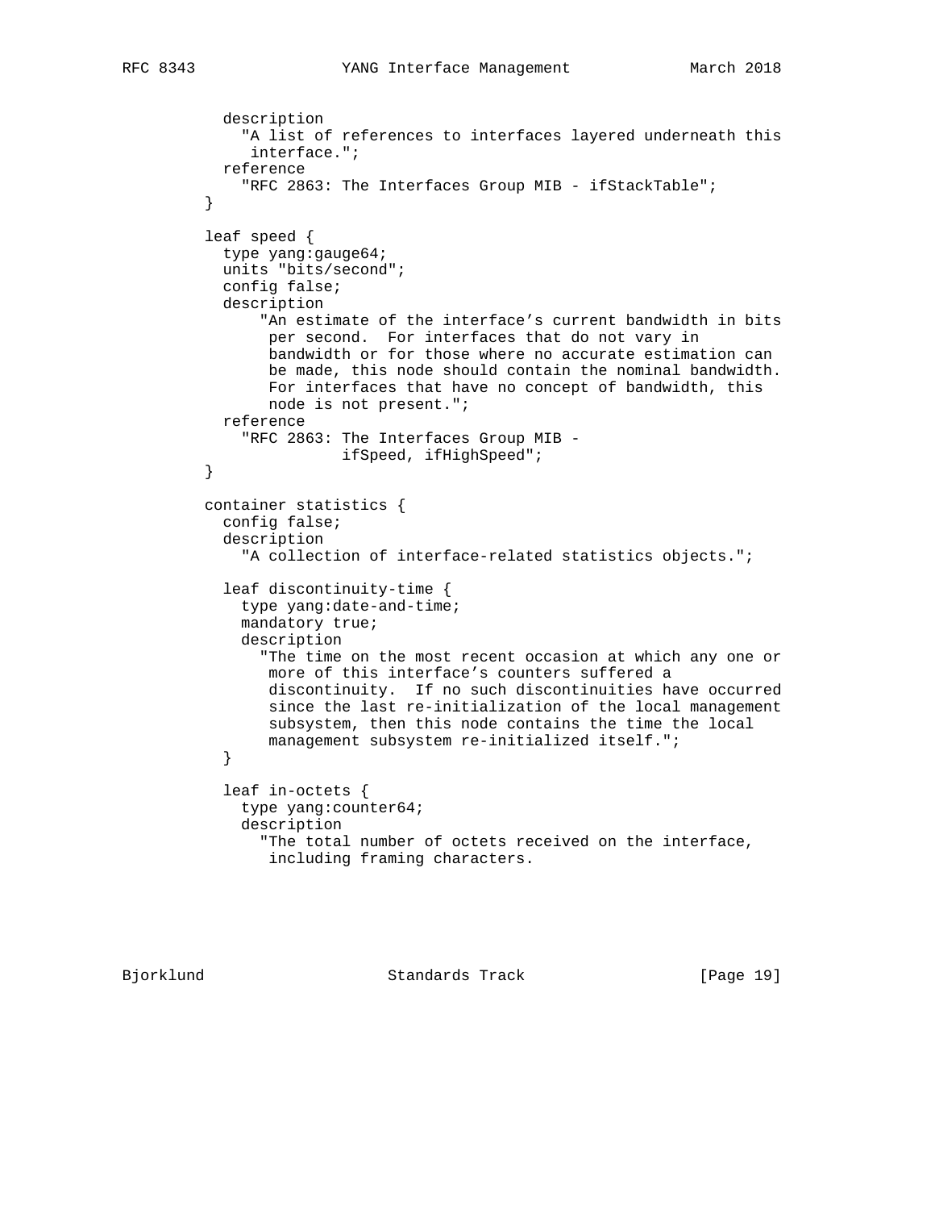```
          description
            "A list of references to interfaces layered underneath this
             interface.";
          reference
            "RFC 2863: The Interfaces Group MIB - ifStackTable";
        }

        leaf speed {
          type yang:gauge64;
          units "bits/second";
          config false;
          description
              "An estimate of the interface's current bandwidth in bits
               per second.  For interfaces that do not vary in
               bandwidth or for those where no accurate estimation can
               be made, this node should contain the nominal bandwidth.
               For interfaces that have no concept of bandwidth, this
               node is not present.";
          reference
            "RFC 2863: The Interfaces Group MIB -
                       ifSpeed, ifHighSpeed";
        }

        container statistics {
          config false;
          description
            "A collection of interface-related statistics objects.";

          leaf discontinuity-time {
            type yang:date-and-time;
            mandatory true;
            description
              "The time on the most recent occasion at which any one or
               more of this interface's counters suffered a
               discontinuity.  If no such discontinuities have occurred
               since the last re-initialization of the local management
               subsystem, then this node contains the time the local
               management subsystem re-initialized itself.";
          }

          leaf in-octets {
            type yang:counter64;
            description
              "The total number of octets received on the interface,
               including framing characters.
```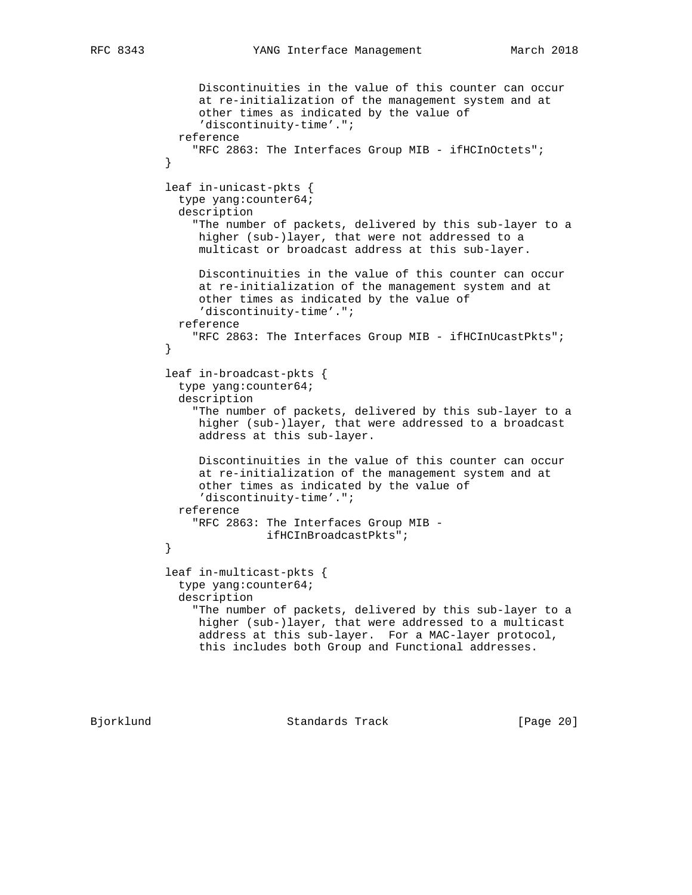```
             Discontinuities in the value of this counter can occur
             at re-initialization of the management system and at
             other times as indicated by the value of
             'discontinuity-time'.";
          reference
            "RFC 2863: The Interfaces Group MIB - ifHCInOctets";
        }

        leaf in-unicast-pkts {
          type yang:counter64;
          description
            "The number of packets, delivered by this sub-layer to a
             higher (sub-)layer, that were not addressed to a
             multicast or broadcast address at this sub-layer.

             Discontinuities in the value of this counter can occur
             at re-initialization of the management system and at
             other times as indicated by the value of
             'discontinuity-time'.";
          reference
            "RFC 2863: The Interfaces Group MIB - ifHCInUcastPkts";
        }

        leaf in-broadcast-pkts {
          type yang:counter64;
          description
            "The number of packets, delivered by this sub-layer to a
             higher (sub-)layer, that were addressed to a broadcast
             address at this sub-layer.

             Discontinuities in the value of this counter can occur
             at re-initialization of the management system and at
             other times as indicated by the value of
             'discontinuity-time'.";
          reference
            "RFC 2863: The Interfaces Group MIB -
                       ifHCInBroadcastPkts";
        }

        leaf in-multicast-pkts {
          type yang:counter64;
          description
            "The number of packets, delivered by this sub-layer to a
             higher (sub-)layer, that were addressed to a multicast
             address at this sub-layer.  For a MAC-layer protocol,
             this includes both Group and Functional addresses.
```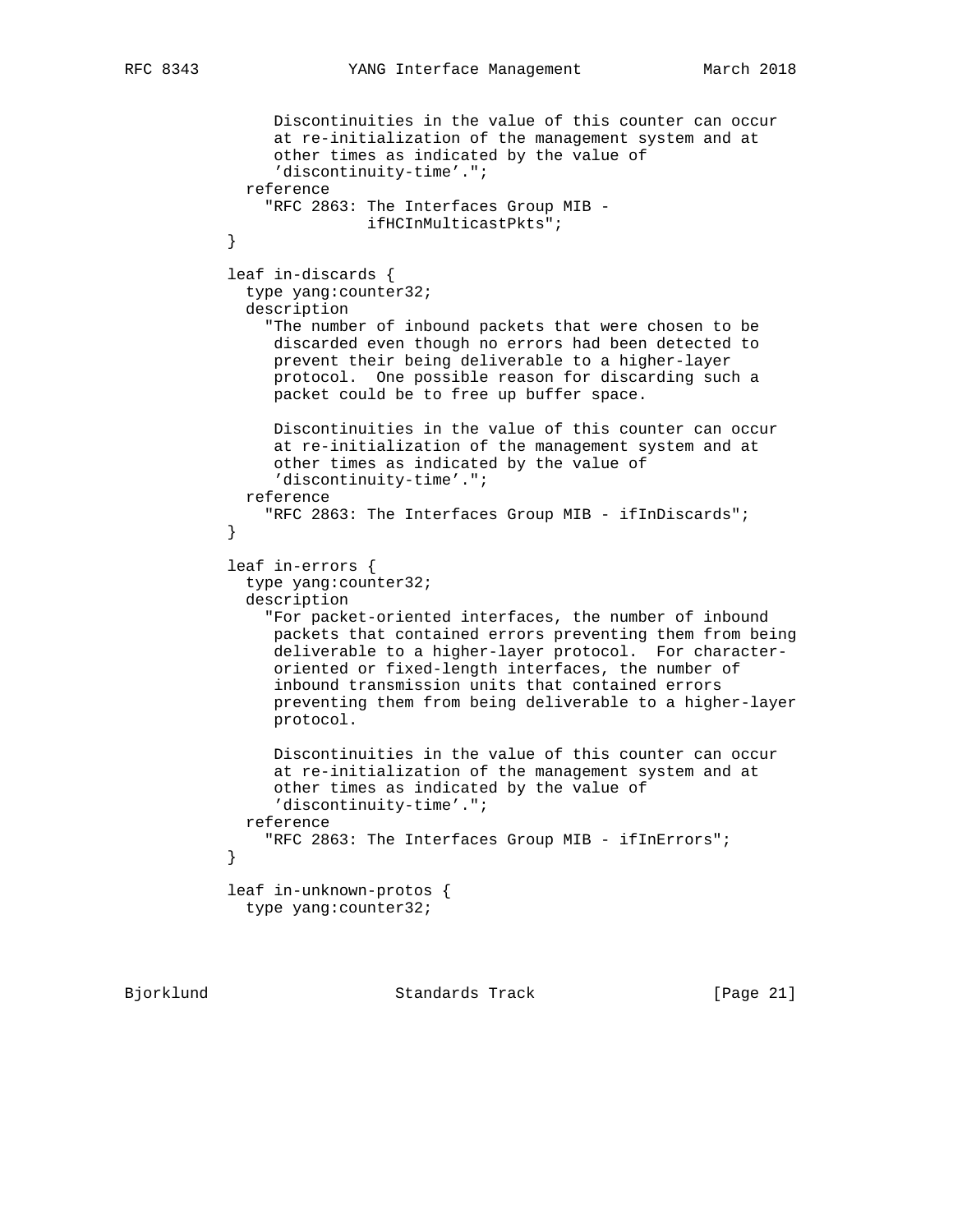```
              Discontinuities in the value of this counter can occur
              at re-initialization of the management system and at
              other times as indicated by the value of
              'discontinuity-time'.";
           reference
             "RFC 2863: The Interfaces Group MIB -
                        ifHCInMulticastPkts";
         }

         leaf in-discards {
           type yang:counter32;
           description
             "The number of inbound packets that were chosen to be
              discarded even though no errors had been detected to
              prevent their being deliverable to a higher-layer
              protocol.  One possible reason for discarding such a
              packet could be to free up buffer space.

              Discontinuities in the value of this counter can occur
              at re-initialization of the management system and at
              other times as indicated by the value of
              'discontinuity-time'.";
           reference
             "RFC 2863: The Interfaces Group MIB - ifInDiscards";
         }

         leaf in-errors {
           type yang:counter32;
           description
             "For packet-oriented interfaces, the number of inbound
              packets that contained errors preventing them from being
              deliverable to a higher-layer protocol.  For character-
              oriented or fixed-length interfaces, the number of
              inbound transmission units that contained errors
              preventing them from being deliverable to a higher-layer
              protocol.

              Discontinuities in the value of this counter can occur
              at re-initialization of the management system and at
              other times as indicated by the value of
              'discontinuity-time'.";
           reference
             "RFC 2863: The Interfaces Group MIB - ifInErrors";
         }

         leaf in-unknown-protos {
           type yang:counter32;
```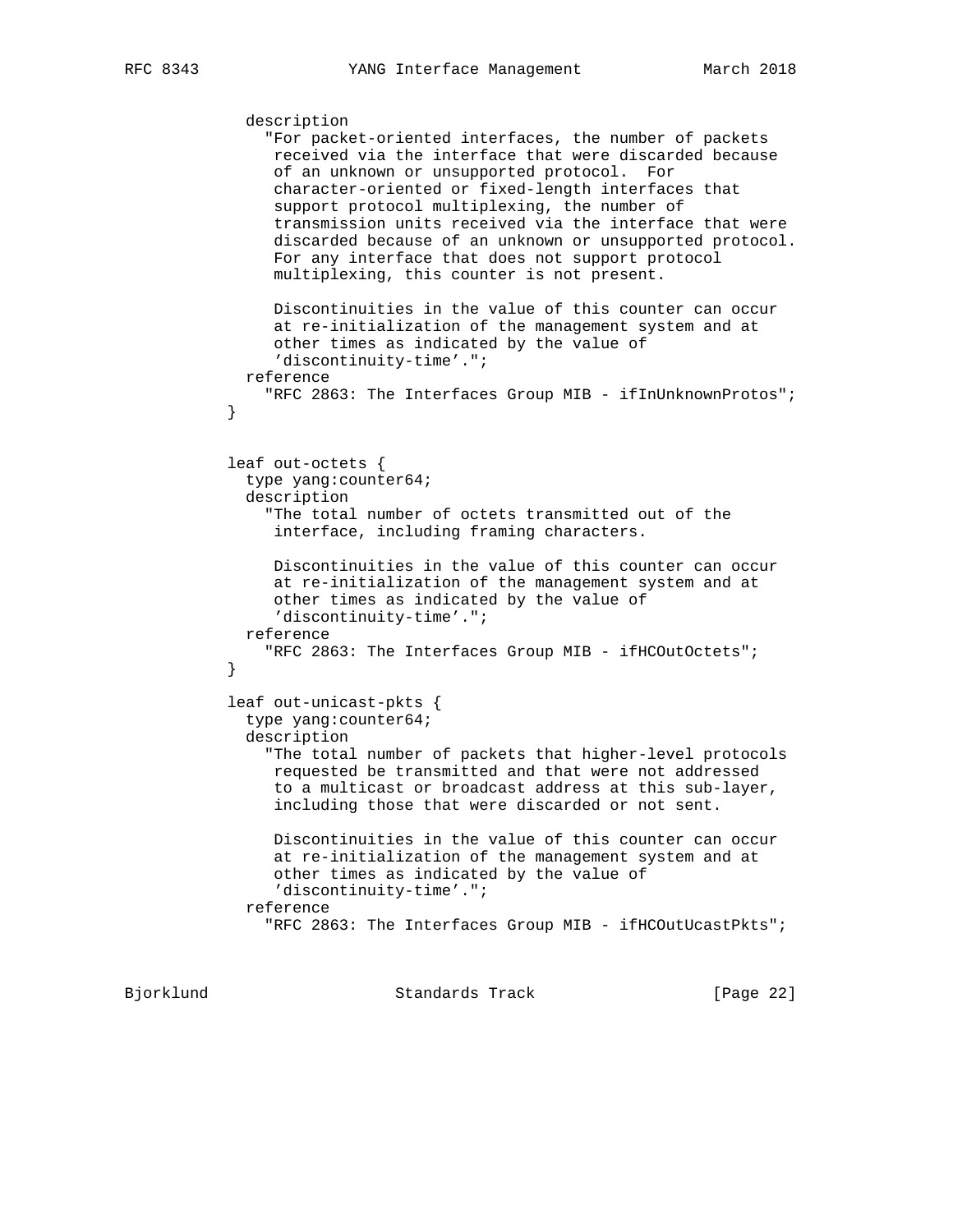```
           description
             "For packet-oriented interfaces, the number of packets
              received via the interface that were discarded because
              of an unknown or unsupported protocol.  For
              character-oriented or fixed-length interfaces that
              support protocol multiplexing, the number of
              transmission units received via the interface that were
              discarded because of an unknown or unsupported protocol.
              For any interface that does not support protocol
              multiplexing, this counter is not present.

              Discontinuities in the value of this counter can occur
              at re-initialization of the management system and at
              other times as indicated by the value of
              'discontinuity-time'.";
           reference
             "RFC 2863: The Interfaces Group MIB - ifInUnknownProtos";
         }


         leaf out-octets {
           type yang:counter64;
           description
             "The total number of octets transmitted out of the
              interface, including framing characters.

              Discontinuities in the value of this counter can occur
              at re-initialization of the management system and at
              other times as indicated by the value of
              'discontinuity-time'.";
           reference
             "RFC 2863: The Interfaces Group MIB - ifHCOutOctets";
         }

         leaf out-unicast-pkts {
           type yang:counter64;
           description
             "The total number of packets that higher-level protocols
              requested be transmitted and that were not addressed
              to a multicast or broadcast address at this sub-layer,
              including those that were discarded or not sent.

              Discontinuities in the value of this counter can occur
              at re-initialization of the management system and at
              other times as indicated by the value of
              'discontinuity-time'.";
           reference
             "RFC 2863: The Interfaces Group MIB - ifHCOutUcastPkts";
```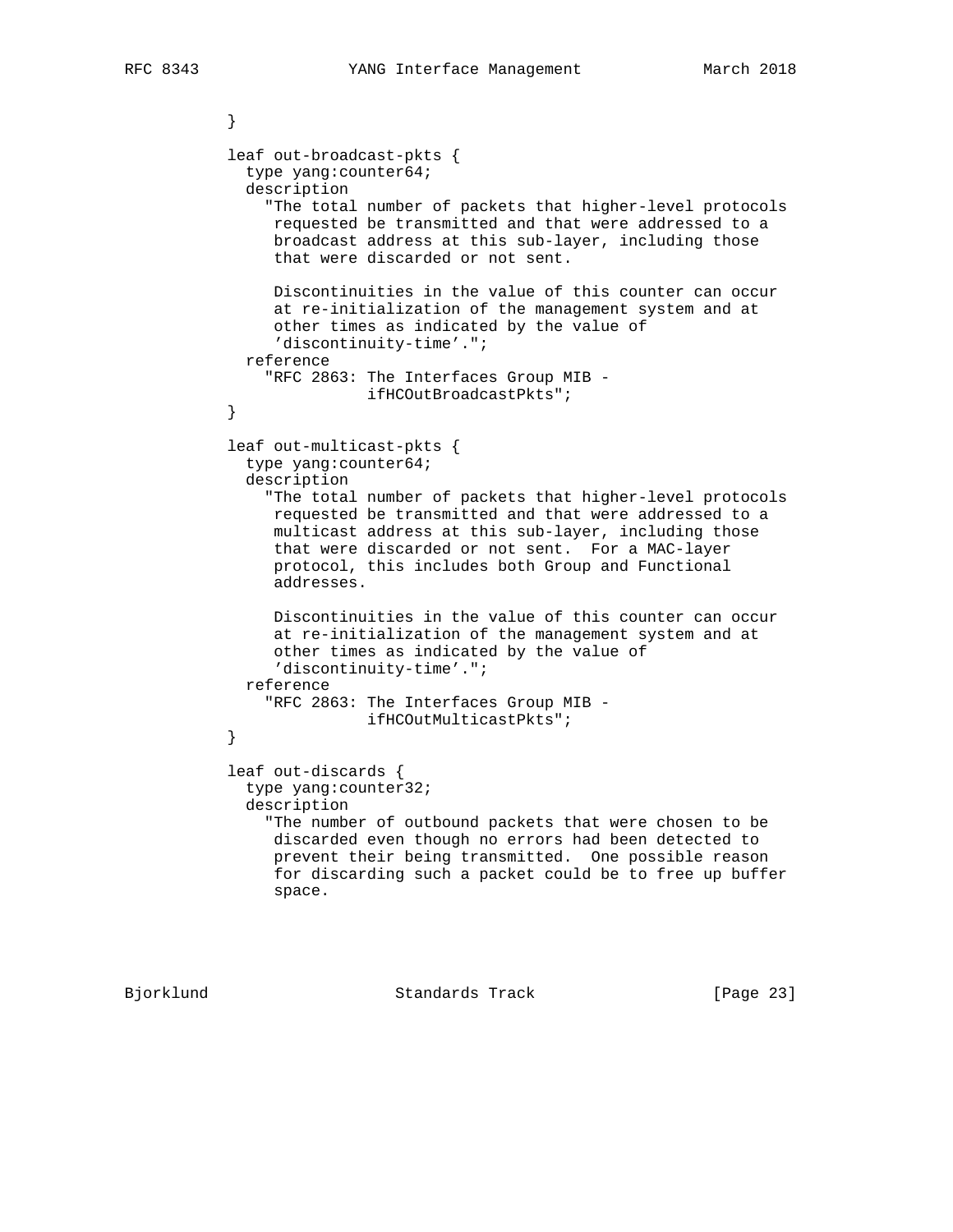```
         }

         leaf out-broadcast-pkts {
           type yang:counter64;
           description
             "The total number of packets that higher-level protocols
              requested be transmitted and that were addressed to a
              broadcast address at this sub-layer, including those
              that were discarded or not sent.

              Discontinuities in the value of this counter can occur
              at re-initialization of the management system and at
              other times as indicated by the value of
              'discontinuity-time'.";
           reference
             "RFC 2863: The Interfaces Group MIB -
                        ifHCOutBroadcastPkts";
         }

         leaf out-multicast-pkts {
           type yang:counter64;
           description
             "The total number of packets that higher-level protocols
              requested be transmitted and that were addressed to a
              multicast address at this sub-layer, including those
              that were discarded or not sent.  For a MAC-layer
              protocol, this includes both Group and Functional
              addresses.

              Discontinuities in the value of this counter can occur
              at re-initialization of the management system and at
              other times as indicated by the value of
              'discontinuity-time'.";
           reference
             "RFC 2863: The Interfaces Group MIB -
                        ifHCOutMulticastPkts";
         }

         leaf out-discards {
           type yang:counter32;
           description
             "The number of outbound packets that were chosen to be
              discarded even though no errors had been detected to
              prevent their being transmitted.  One possible reason
              for discarding such a packet could be to free up buffer
              space.
```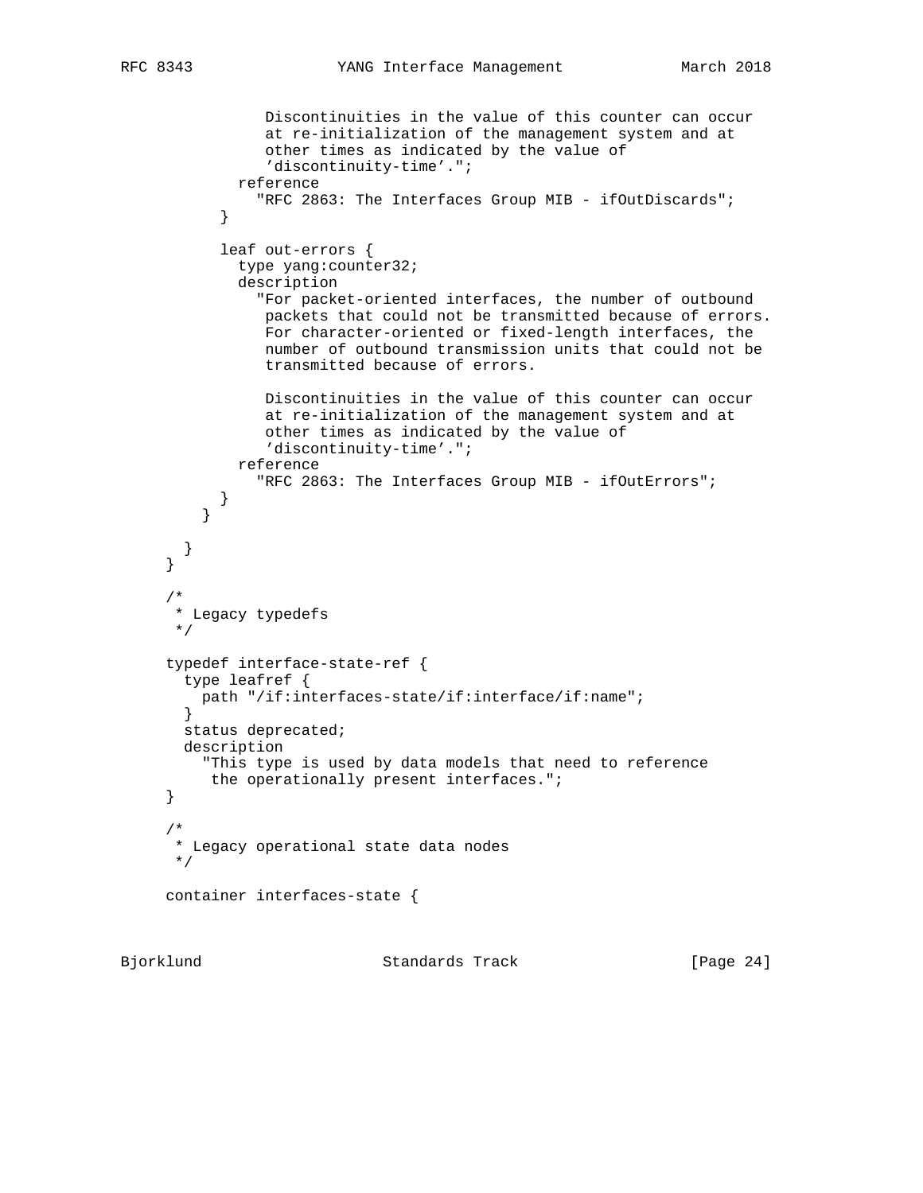```
              Discontinuities in the value of this counter can occur
              at re-initialization of the management system and at
              other times as indicated by the value of
              'discontinuity-time'.";
           reference
             "RFC 2863: The Interfaces Group MIB - ifOutDiscards";
         }

         leaf out-errors {
           type yang:counter32;
           description
             "For packet-oriented interfaces, the number of outbound
              packets that could not be transmitted because of errors.
              For character-oriented or fixed-length interfaces, the
              number of outbound transmission units that could not be
              transmitted because of errors.

              Discontinuities in the value of this counter can occur
              at re-initialization of the management system and at
              other times as indicated by the value of
              'discontinuity-time'.";
           reference
             "RFC 2863: The Interfaces Group MIB - ifOutErrors";
         }
       }

     }
   }

   /*
    * Legacy typedefs
    */

   typedef interface-state-ref {
     type leafref {
       path "/if:interfaces-state/if:interface/if:name";
     }
     status deprecated;
     description
       "This type is used by data models that need to reference
        the operationally present interfaces.";
   }

   /*
    * Legacy operational state data nodes
    */

   container interfaces-state {
```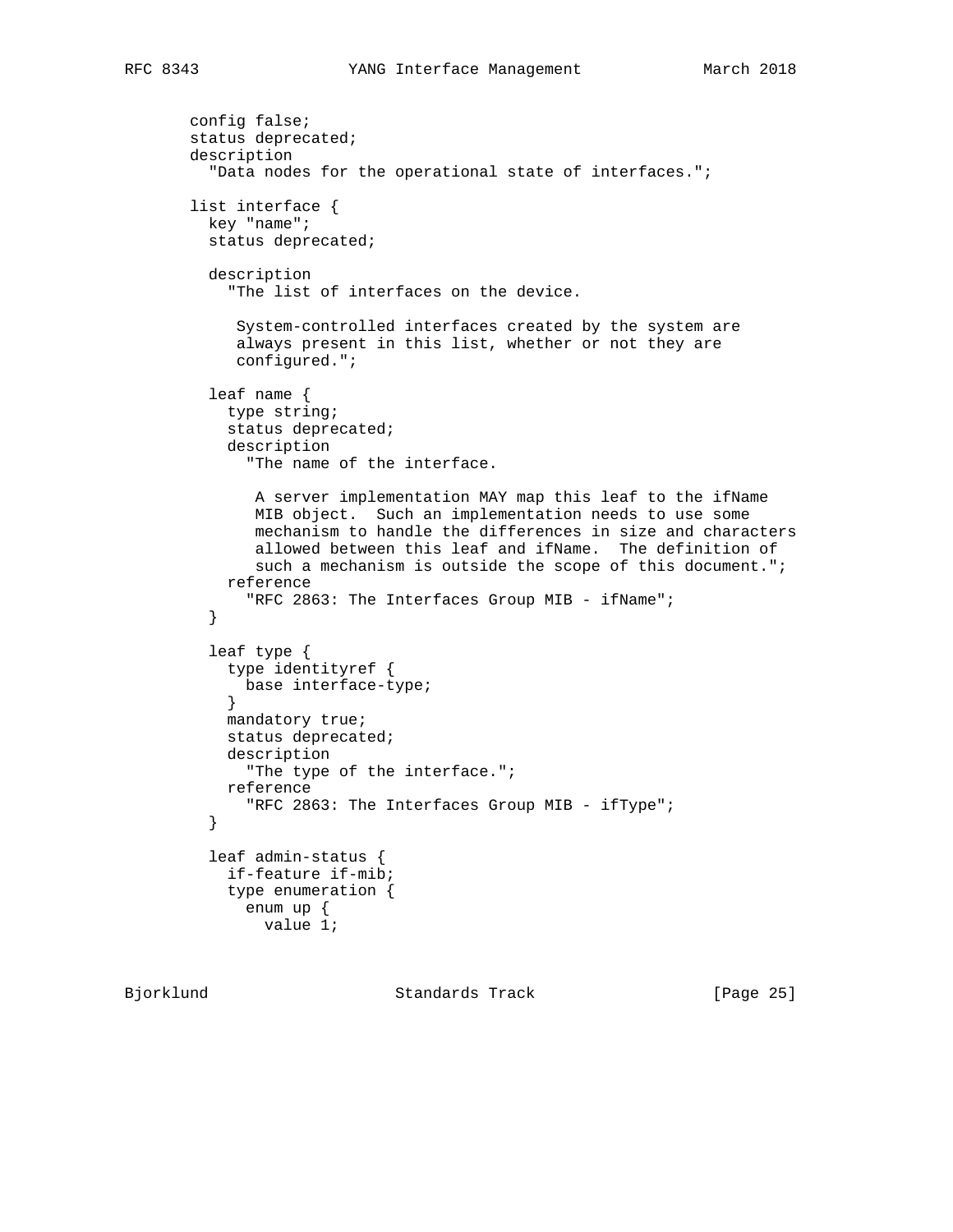```
       config false;
       status deprecated;
       description
         "Data nodes for the operational state of interfaces.";

       list interface {
         key "name";
         status deprecated;

         description
           "The list of interfaces on the device.

            System-controlled interfaces created by the system are
            always present in this list, whether or not they are
            configured.";

         leaf name {
           type string;
           status deprecated;
           description
             "The name of the interface.

              A server implementation MAY map this leaf to the ifName
              MIB object.  Such an implementation needs to use some
              mechanism to handle the differences in size and characters
              allowed between this leaf and ifName.  The definition of
              such a mechanism is outside the scope of this document.";
           reference
             "RFC 2863: The Interfaces Group MIB - ifName";
         }

         leaf type {
           type identityref {
             base interface-type;
           }
           mandatory true;
           status deprecated;
           description
             "The type of the interface.";
           reference
             "RFC 2863: The Interfaces Group MIB - ifType";
         }

         leaf admin-status {
           if-feature if-mib;
           type enumeration {
             enum up {
               value 1;
```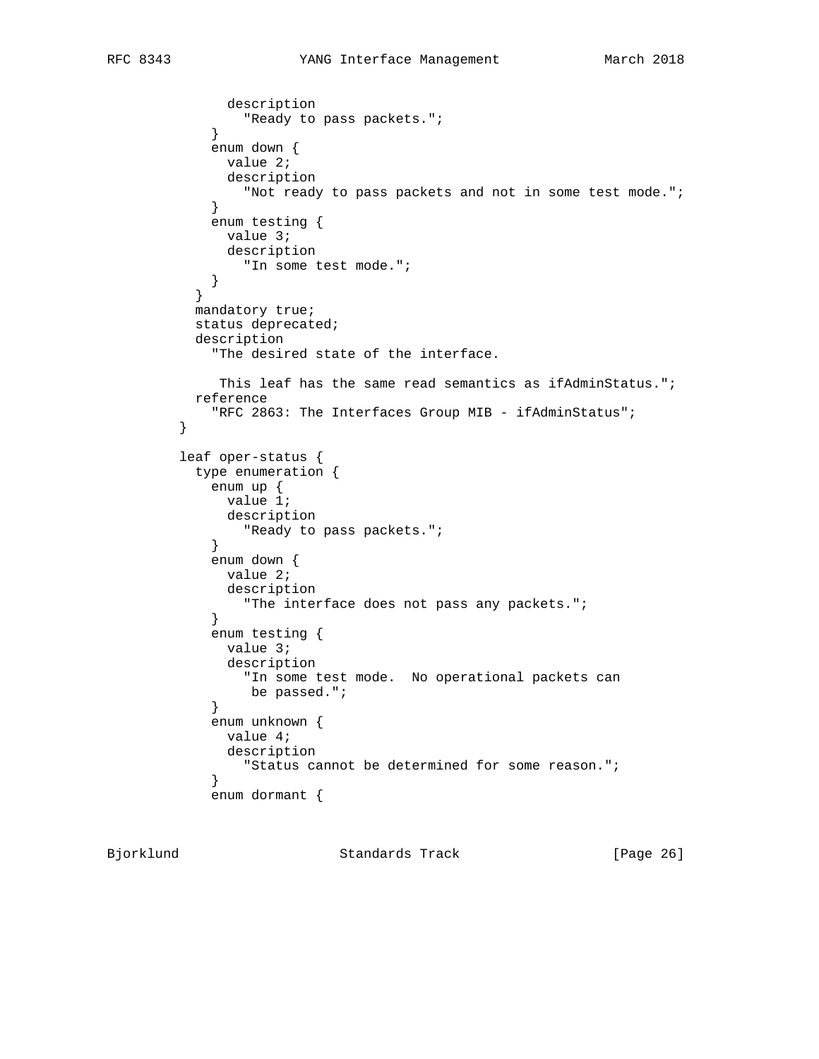```
              description
                "Ready to pass packets.";
            }
            enum down {
              value 2;
              description
                "Not ready to pass packets and not in some test mode.";
            }
            enum testing {
              value 3;
              description
                "In some test mode.";
            }
          }
          mandatory true;
          status deprecated;
          description
            "The desired state of the interface.

             This leaf has the same read semantics as ifAdminStatus.";
          reference
            "RFC 2863: The Interfaces Group MIB - ifAdminStatus";
        }

        leaf oper-status {
          type enumeration {
            enum up {
              value 1;
              description
                "Ready to pass packets.";
            }
            enum down {
              value 2;
              description
                "The interface does not pass any packets.";
            }
            enum testing {
              value 3;
              description
                "In some test mode.  No operational packets can
                 be passed.";
            }
            enum unknown {
              value 4;
              description
                "Status cannot be determined for some reason.";
            }
            enum dormant {
```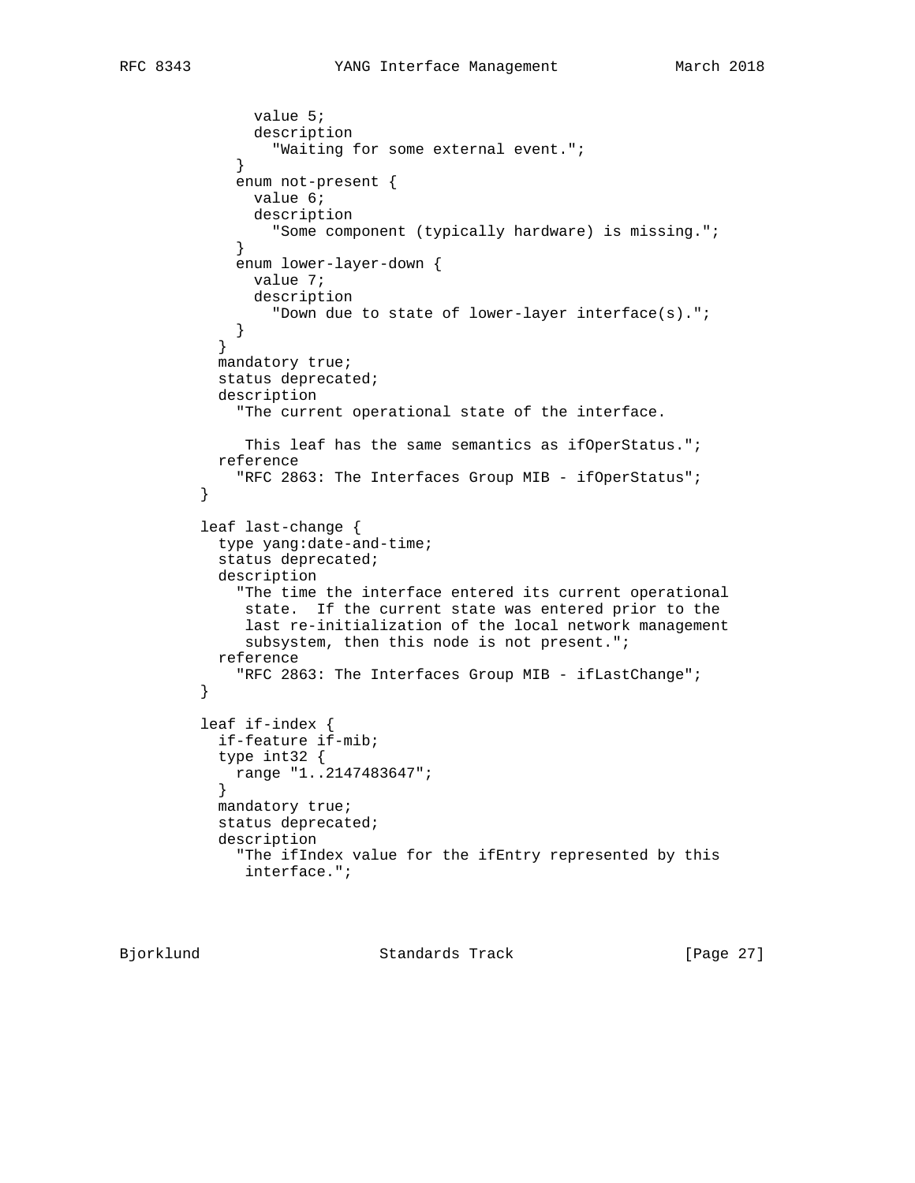```
             value 5;
             description
               "Waiting for some external event.";
           }
           enum not-present {
             value 6;
             description
               "Some component (typically hardware) is missing.";
           }
           enum lower-layer-down {
             value 7;
             description
               "Down due to state of lower-layer interface(s).";
           }
         }
         mandatory true;
         status deprecated;
         description
           "The current operational state of the interface.

            This leaf has the same semantics as ifOperStatus.";
         reference
           "RFC 2863: The Interfaces Group MIB - ifOperStatus";
       }

       leaf last-change {
         type yang:date-and-time;
         status deprecated;
         description
           "The time the interface entered its current operational
            state.  If the current state was entered prior to the
            last re-initialization of the local network management
            subsystem, then this node is not present.";
         reference
           "RFC 2863: The Interfaces Group MIB - ifLastChange";
       }

       leaf if-index {
         if-feature if-mib;
         type int32 {
           range "1..2147483647";
         }
         mandatory true;
         status deprecated;
         description
           "The ifIndex value for the ifEntry represented by this
            interface.";
```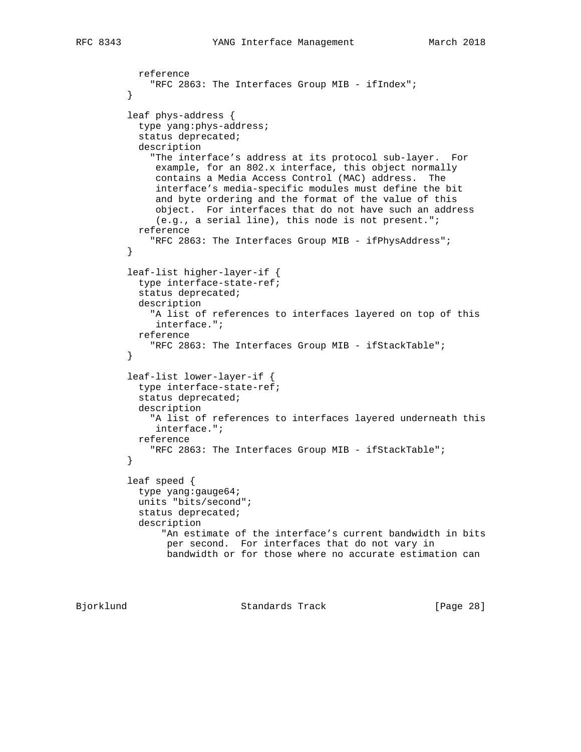```
          reference
            "RFC 2863: The Interfaces Group MIB - ifIndex";
        }

        leaf phys-address {
          type yang:phys-address;
          status deprecated;
          description
            "The interface's address at its protocol sub-layer.  For
             example, for an 802.x interface, this object normally
             contains a Media Access Control (MAC) address.  The
             interface's media-specific modules must define the bit
             and byte ordering and the format of the value of this
             object.  For interfaces that do not have such an address
             (e.g., a serial line), this node is not present.";
          reference
            "RFC 2863: The Interfaces Group MIB - ifPhysAddress";
        }

        leaf-list higher-layer-if {
          type interface-state-ref;
          status deprecated;
          description
            "A list of references to interfaces layered on top of this
             interface.";
          reference
            "RFC 2863: The Interfaces Group MIB - ifStackTable";
        }

        leaf-list lower-layer-if {
          type interface-state-ref;
          status deprecated;
          description
            "A list of references to interfaces layered underneath this
             interface.";
          reference
            "RFC 2863: The Interfaces Group MIB - ifStackTable";
        }

        leaf speed {
          type yang:gauge64;
          units "bits/second";
          status deprecated;
          description
              "An estimate of the interface's current bandwidth in bits
               per second.  For interfaces that do not vary in
               bandwidth or for those where no accurate estimation can
```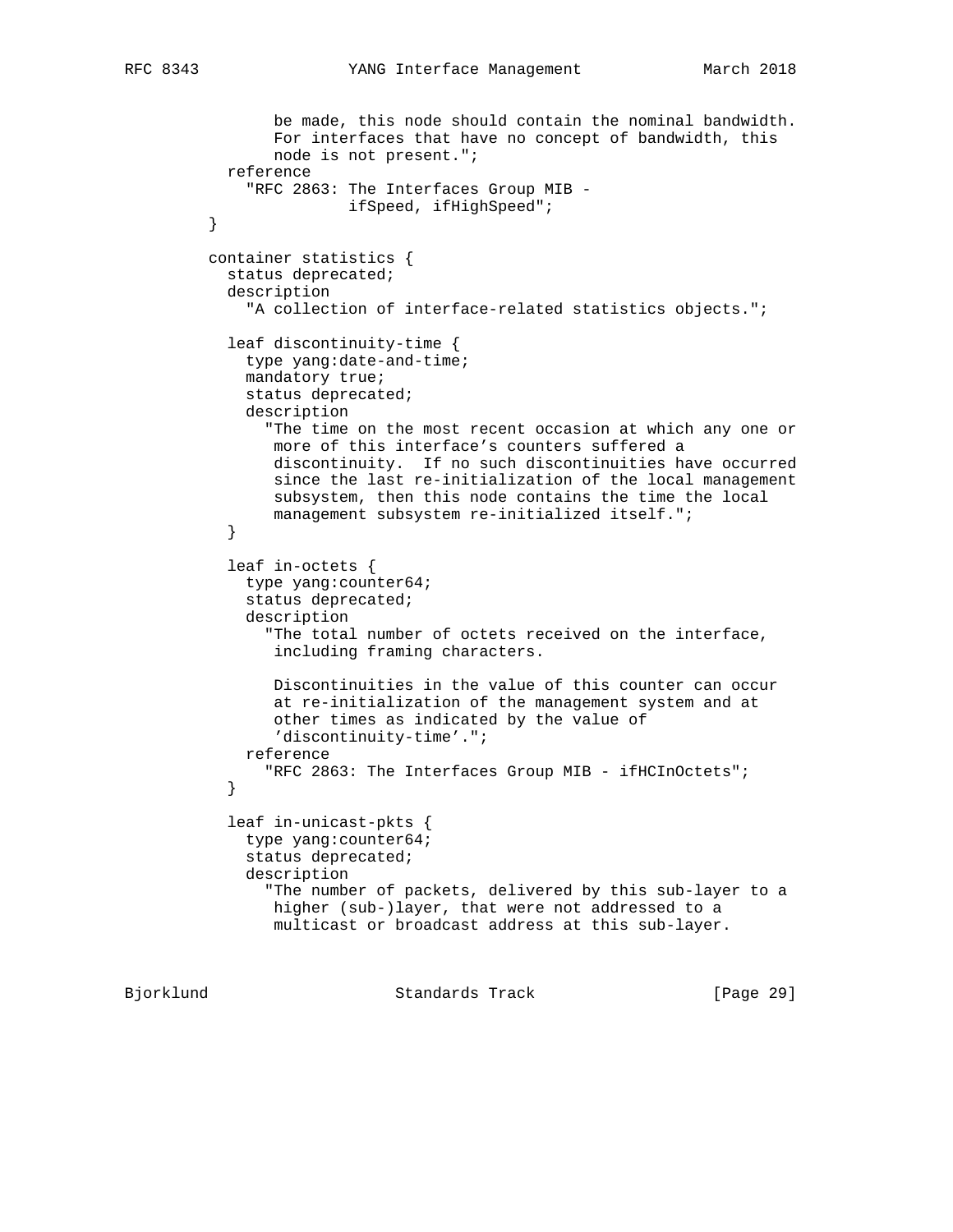```
              be made, this node should contain the nominal bandwidth.
              For interfaces that have no concept of bandwidth, this
              node is not present.";
           reference
             "RFC 2863: The Interfaces Group MIB -
                        ifSpeed, ifHighSpeed";
         }

         container statistics {
           status deprecated;
           description
             "A collection of interface-related statistics objects.";

           leaf discontinuity-time {
             type yang:date-and-time;
             mandatory true;
             status deprecated;
             description
               "The time on the most recent occasion at which any one or
                more of this interface's counters suffered a
                discontinuity.  If no such discontinuities have occurred
                since the last re-initialization of the local management
                subsystem, then this node contains the time the local
                management subsystem re-initialized itself.";
           }

           leaf in-octets {
             type yang:counter64;
             status deprecated;
             description
               "The total number of octets received on the interface,
                including framing characters.

                Discontinuities in the value of this counter can occur
                at re-initialization of the management system and at
                other times as indicated by the value of
                'discontinuity-time'.";
             reference
               "RFC 2863: The Interfaces Group MIB - ifHCInOctets";
           }

           leaf in-unicast-pkts {
             type yang:counter64;
             status deprecated;
             description
               "The number of packets, delivered by this sub-layer to a
                higher (sub-)layer, that were not addressed to a
                multicast or broadcast address at this sub-layer.
```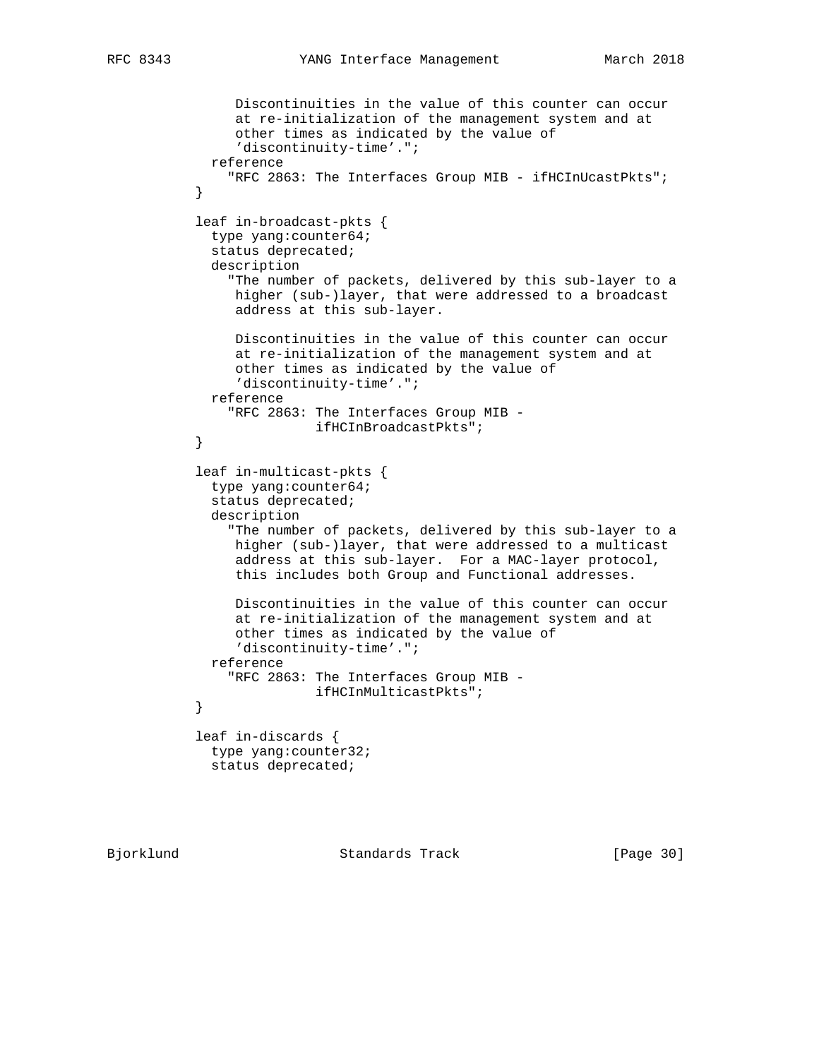```
             Discontinuities in the value of this counter can occur
             at re-initialization of the management system and at
             other times as indicated by the value of
             'discontinuity-time'.";
          reference
            "RFC 2863: The Interfaces Group MIB - ifHCInUcastPkts";
        }

        leaf in-broadcast-pkts {
          type yang:counter64;
          status deprecated;
          description
            "The number of packets, delivered by this sub-layer to a
             higher (sub-)layer, that were addressed to a broadcast
             address at this sub-layer.

             Discontinuities in the value of this counter can occur
             at re-initialization of the management system and at
             other times as indicated by the value of
             'discontinuity-time'.";
          reference
            "RFC 2863: The Interfaces Group MIB -
                       ifHCInBroadcastPkts";
        }

        leaf in-multicast-pkts {
          type yang:counter64;
          status deprecated;
          description
            "The number of packets, delivered by this sub-layer to a
             higher (sub-)layer, that were addressed to a multicast
             address at this sub-layer.  For a MAC-layer protocol,
             this includes both Group and Functional addresses.

             Discontinuities in the value of this counter can occur
             at re-initialization of the management system and at
             other times as indicated by the value of
             'discontinuity-time'.";
          reference
            "RFC 2863: The Interfaces Group MIB -
                       ifHCInMulticastPkts";
        }

        leaf in-discards {
          type yang:counter32;
          status deprecated;
```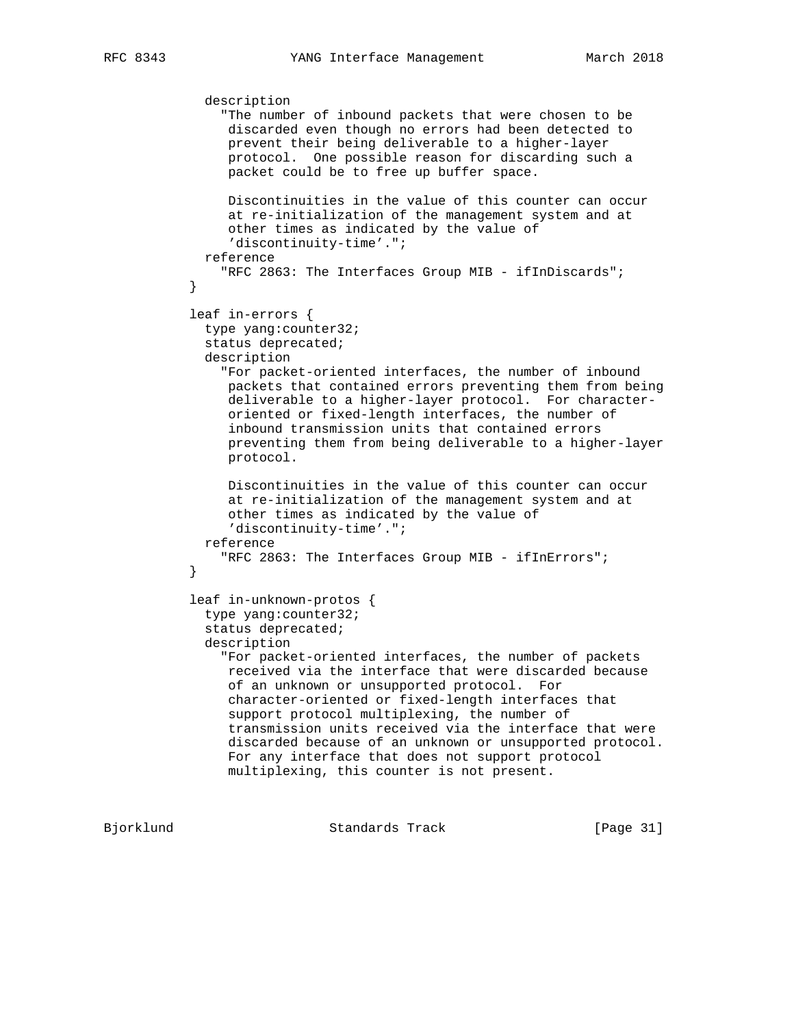```
            description
              "The number of inbound packets that were chosen to be
               discarded even though no errors had been detected to
               prevent their being deliverable to a higher-layer
               protocol.  One possible reason for discarding such a
               packet could be to free up buffer space.

               Discontinuities in the value of this counter can occur
               at re-initialization of the management system and at
               other times as indicated by the value of
               'discontinuity-time'.";
            reference
              "RFC 2863: The Interfaces Group MIB - ifInDiscards";
          }

          leaf in-errors {
            type yang:counter32;
            status deprecated;
            description
              "For packet-oriented interfaces, the number of inbound
               packets that contained errors preventing them from being
               deliverable to a higher-layer protocol.  For character-
               oriented or fixed-length interfaces, the number of
               inbound transmission units that contained errors
               preventing them from being deliverable to a higher-layer
               protocol.

               Discontinuities in the value of this counter can occur
               at re-initialization of the management system and at
               other times as indicated by the value of
               'discontinuity-time'.";
            reference
              "RFC 2863: The Interfaces Group MIB - ifInErrors";
          }

          leaf in-unknown-protos {
            type yang:counter32;
            status deprecated;
            description
              "For packet-oriented interfaces, the number of packets
               received via the interface that were discarded because
               of an unknown or unsupported protocol.  For
               character-oriented or fixed-length interfaces that
               support protocol multiplexing, the number of
               transmission units received via the interface that were
               discarded because of an unknown or unsupported protocol.
               For any interface that does not support protocol
               multiplexing, this counter is not present.
```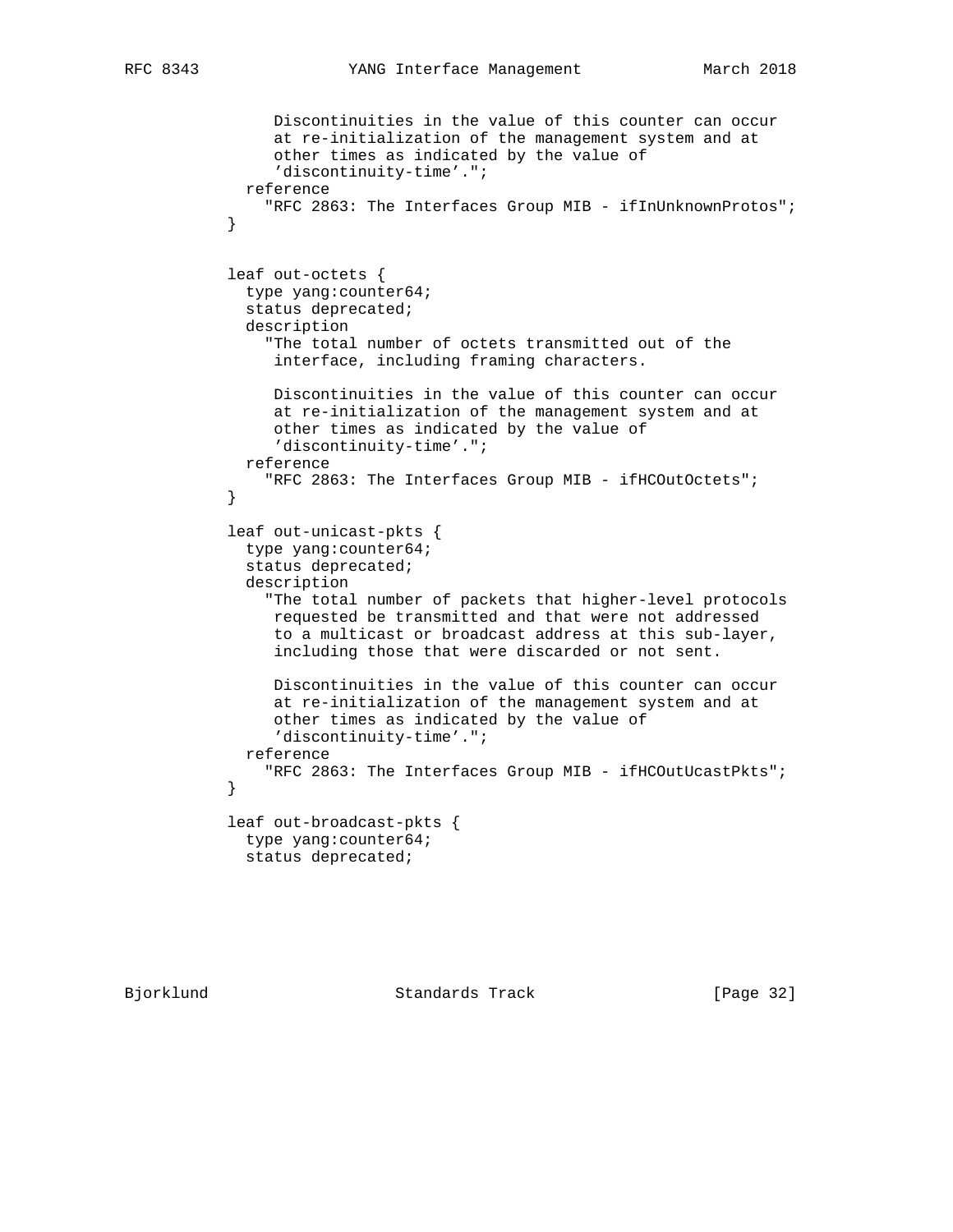```
              Discontinuities in the value of this counter can occur
              at re-initialization of the management system and at
              other times as indicated by the value of
              'discontinuity-time'.";
           reference
             "RFC 2863: The Interfaces Group MIB - ifInUnknownProtos";
         }


         leaf out-octets {
           type yang:counter64;
           status deprecated;
           description
             "The total number of octets transmitted out of the
              interface, including framing characters.

              Discontinuities in the value of this counter can occur
              at re-initialization of the management system and at
              other times as indicated by the value of
              'discontinuity-time'.";
           reference
             "RFC 2863: The Interfaces Group MIB - ifHCOutOctets";
         }

         leaf out-unicast-pkts {
           type yang:counter64;
           status deprecated;
           description
             "The total number of packets that higher-level protocols
              requested be transmitted and that were not addressed
              to a multicast or broadcast address at this sub-layer,
              including those that were discarded or not sent.

              Discontinuities in the value of this counter can occur
              at re-initialization of the management system and at
              other times as indicated by the value of
              'discontinuity-time'.";
           reference
             "RFC 2863: The Interfaces Group MIB - ifHCOutUcastPkts";
         }

         leaf out-broadcast-pkts {
           type yang:counter64;
           status deprecated;
```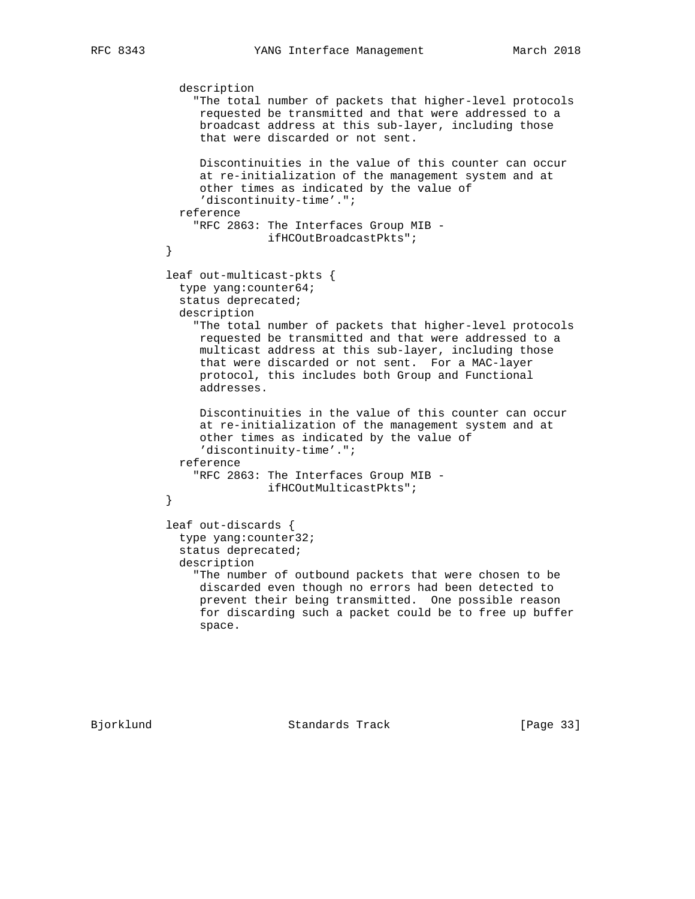```
          description
            "The total number of packets that higher-level protocols
             requested be transmitted and that were addressed to a
             broadcast address at this sub-layer, including those
             that were discarded or not sent.

             Discontinuities in the value of this counter can occur
             at re-initialization of the management system and at
             other times as indicated by the value of
             'discontinuity-time'.";
          reference
            "RFC 2863: The Interfaces Group MIB -
                       ifHCOutBroadcastPkts";
        }

        leaf out-multicast-pkts {
          type yang:counter64;
          status deprecated;
          description
            "The total number of packets that higher-level protocols
             requested be transmitted and that were addressed to a
             multicast address at this sub-layer, including those
             that were discarded or not sent.  For a MAC-layer
             protocol, this includes both Group and Functional
             addresses.

             Discontinuities in the value of this counter can occur
             at re-initialization of the management system and at
             other times as indicated by the value of
             'discontinuity-time'.";
          reference
            "RFC 2863: The Interfaces Group MIB -
                       ifHCOutMulticastPkts";
        }

        leaf out-discards {
          type yang:counter32;
          status deprecated;
          description
            "The number of outbound packets that were chosen to be
             discarded even though no errors had been detected to
             prevent their being transmitted.  One possible reason
             for discarding such a packet could be to free up buffer
             space.
```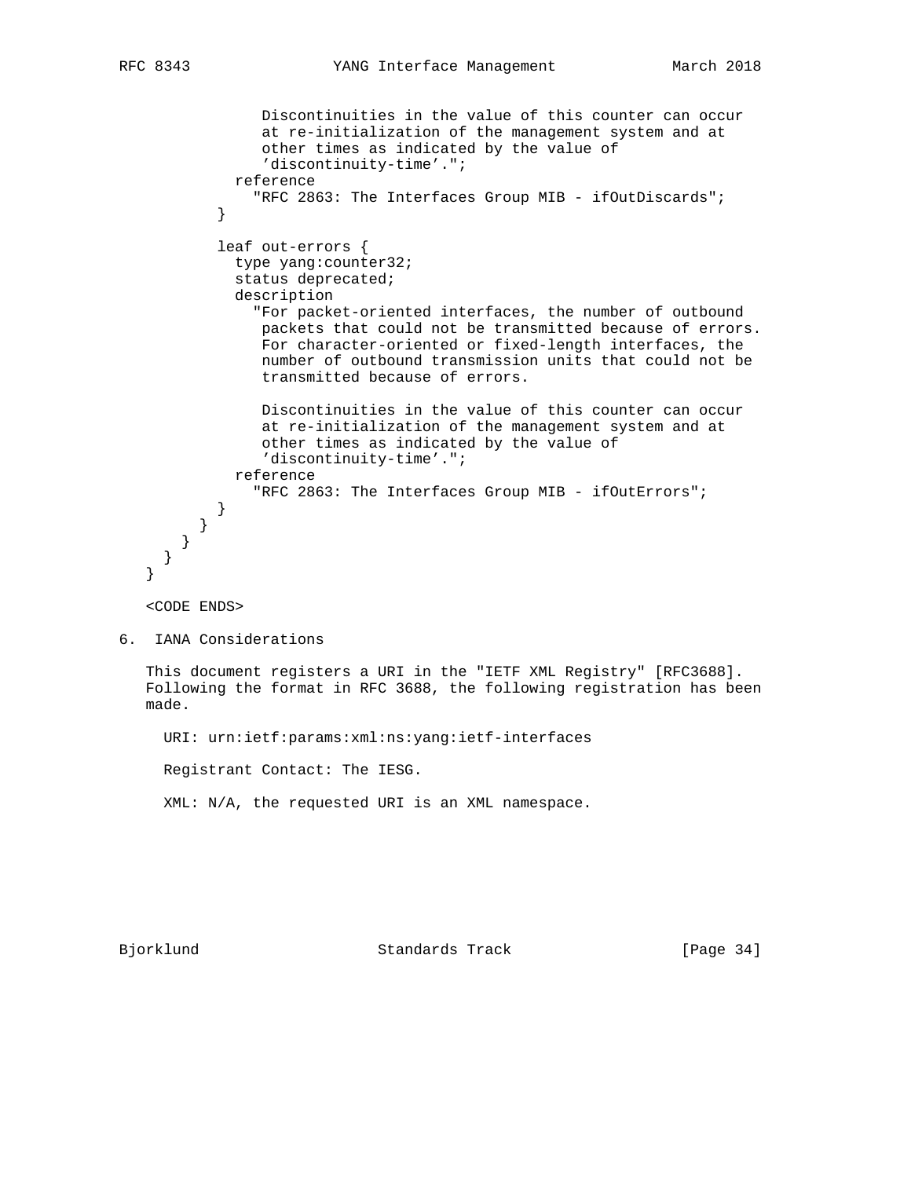```
              Discontinuities in the value of this counter can occur
              at re-initialization of the management system and at
              other times as indicated by the value of
              'discontinuity-time'.";
           reference
             "RFC 2863: The Interfaces Group MIB - ifOutDiscards";
         }

         leaf out-errors {
           type yang:counter32;
           status deprecated;
           description
             "For packet-oriented interfaces, the number of outbound
              packets that could not be transmitted because of errors.
              For character-oriented or fixed-length interfaces, the
              number of outbound transmission units that could not be
              transmitted because of errors.

              Discontinuities in the value of this counter can occur
              at re-initialization of the management system and at
              other times as indicated by the value of
              'discontinuity-time'.";
           reference
             "RFC 2863: The Interfaces Group MIB - ifOutErrors";
         }
       }
     }
   }
 }
```

<CODE ENDS>

## 6. IANA Considerations

This document registers a URI in the "IETF XML Registry" [RFC3688]. Following the format in RFC 3688, the following registration has been made.

URI: urn:ietf:params:xml:ns:yang:ietf-interfaces

Registrant Contact: The IESG.

XML: N/A, the requested URI is an XML namespace.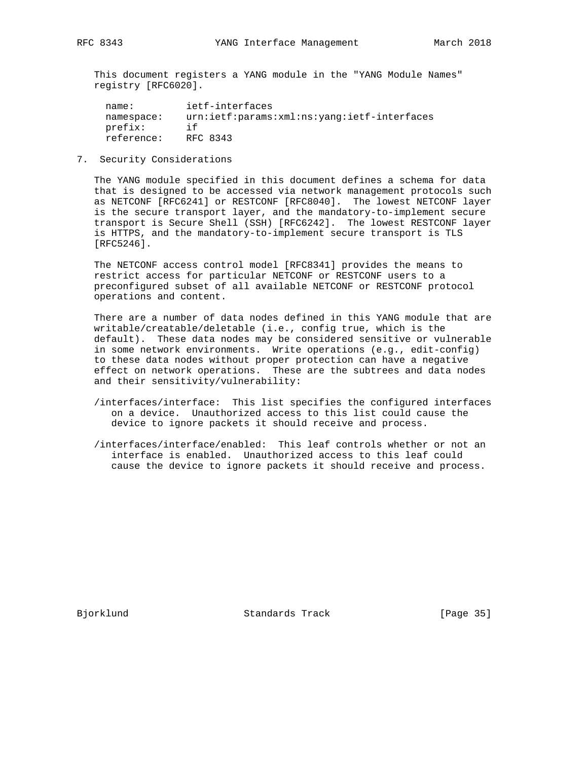This document registers a YANG module in the "YANG Module Names" registry [RFC6020].

```
name:         ietf-interfaces
namespace:    urn:ietf:params:xml:ns:yang:ietf-interfaces
prefix:       if
reference:    RFC 8343
```

## 7. Security Considerations

The YANG module specified in this document defines a schema for data that is designed to be accessed via network management protocols such as NETCONF [RFC6241] or RESTCONF [RFC8040]. The lowest NETCONF layer is the secure transport layer, and the mandatory-to-implement secure transport is Secure Shell (SSH) [RFC6242]. The lowest RESTCONF layer is HTTPS, and the mandatory-to-implement secure transport is TLS [RFC5246].

The NETCONF access control model [RFC8341] provides the means to restrict access for particular NETCONF or RESTCONF users to a preconfigured subset of all available NETCONF or RESTCONF protocol operations and content.

There are a number of data nodes defined in this YANG module that are writable/creatable/deletable (i.e., config true, which is the default). These data nodes may be considered sensitive or vulnerable in some network environments. Write operations (e.g., edit-config) to these data nodes without proper protection can have a negative effect on network operations. These are the subtrees and data nodes and their sensitivity/vulnerability:

/interfaces/interface: This list specifies the configured interfaces on a device. Unauthorized access to this list could cause the device to ignore packets it should receive and process.

/interfaces/interface/enabled: This leaf controls whether or not an interface is enabled. Unauthorized access to this leaf could cause the device to ignore packets it should receive and process.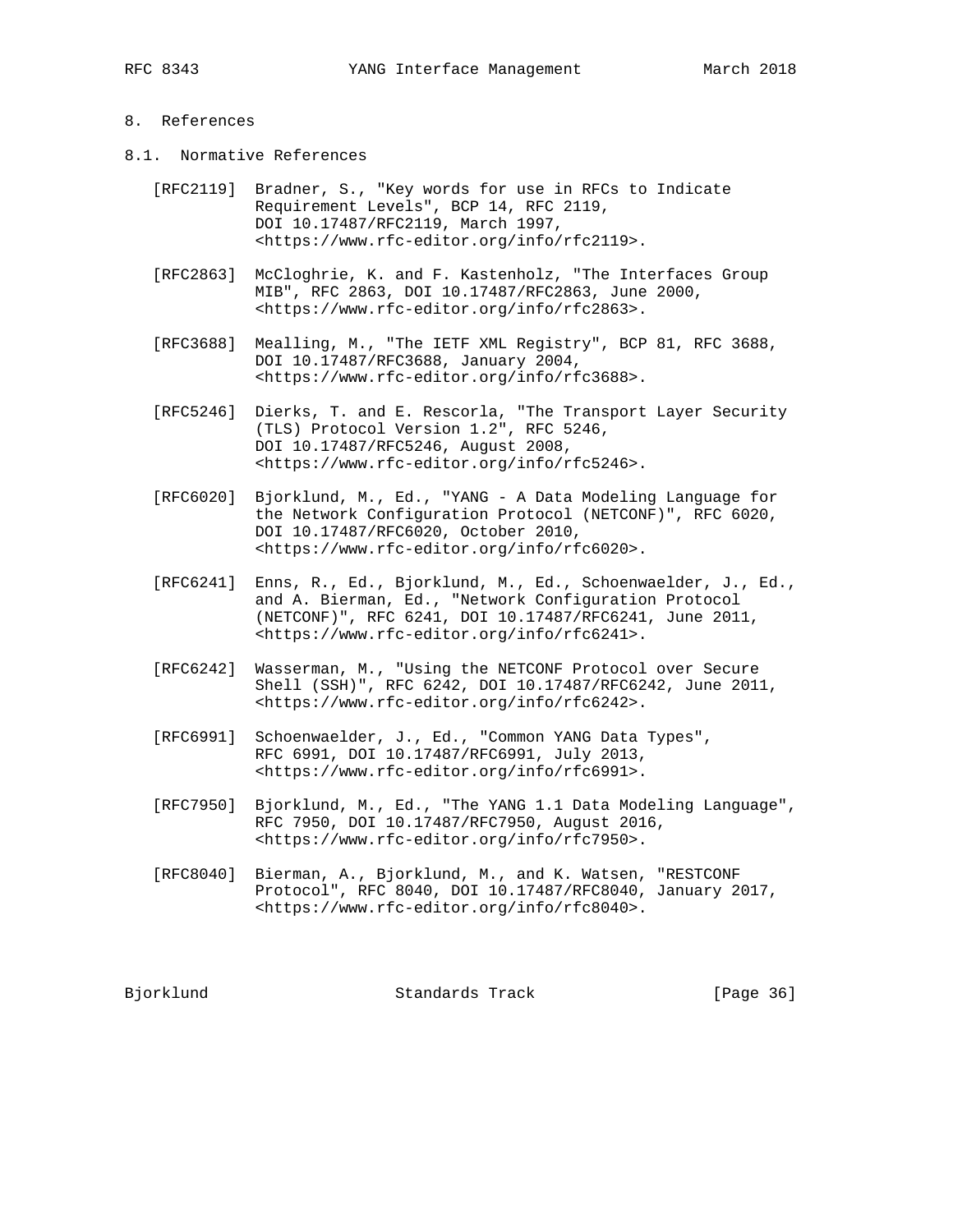## 8. References

### 8.1. Normative References

[RFC2119] Bradner, S., "Key words for use in RFCs to Indicate Requirement Levels", BCP 14, RFC 2119, DOI 10.17487/RFC2119, March 1997, <https://www.rfc-editor.org/info/rfc2119>.

[RFC2863] McCloghrie, K. and F. Kastenholz, "The Interfaces Group MIB", RFC 2863, DOI 10.17487/RFC2863, June 2000, <https://www.rfc-editor.org/info/rfc2863>.

[RFC3688] Mealling, M., "The IETF XML Registry", BCP 81, RFC 3688, DOI 10.17487/RFC3688, January 2004, <https://www.rfc-editor.org/info/rfc3688>.

[RFC5246] Dierks, T. and E. Rescorla, "The Transport Layer Security (TLS) Protocol Version 1.2", RFC 5246, DOI 10.17487/RFC5246, August 2008, <https://www.rfc-editor.org/info/rfc5246>.

[RFC6020] Bjorklund, M., Ed., "YANG - A Data Modeling Language for the Network Configuration Protocol (NETCONF)", RFC 6020, DOI 10.17487/RFC6020, October 2010, <https://www.rfc-editor.org/info/rfc6020>.

[RFC6241] Enns, R., Ed., Bjorklund, M., Ed., Schoenwaelder, J., Ed., and A. Bierman, Ed., "Network Configuration Protocol (NETCONF)", RFC 6241, DOI 10.17487/RFC6241, June 2011, <https://www.rfc-editor.org/info/rfc6241>.

[RFC6242] Wasserman, M., "Using the NETCONF Protocol over Secure Shell (SSH)", RFC 6242, DOI 10.17487/RFC6242, June 2011, <https://www.rfc-editor.org/info/rfc6242>.

[RFC6991] Schoenwaelder, J., Ed., "Common YANG Data Types", RFC 6991, DOI 10.17487/RFC6991, July 2013, <https://www.rfc-editor.org/info/rfc6991>.

[RFC7950] Bjorklund, M., Ed., "The YANG 1.1 Data Modeling Language", RFC 7950, DOI 10.17487/RFC7950, August 2016, <https://www.rfc-editor.org/info/rfc7950>.

[RFC8040] Bierman, A., Bjorklund, M., and K. Watsen, "RESTCONF Protocol", RFC 8040, DOI 10.17487/RFC8040, January 2017, <https://www.rfc-editor.org/info/rfc8040>.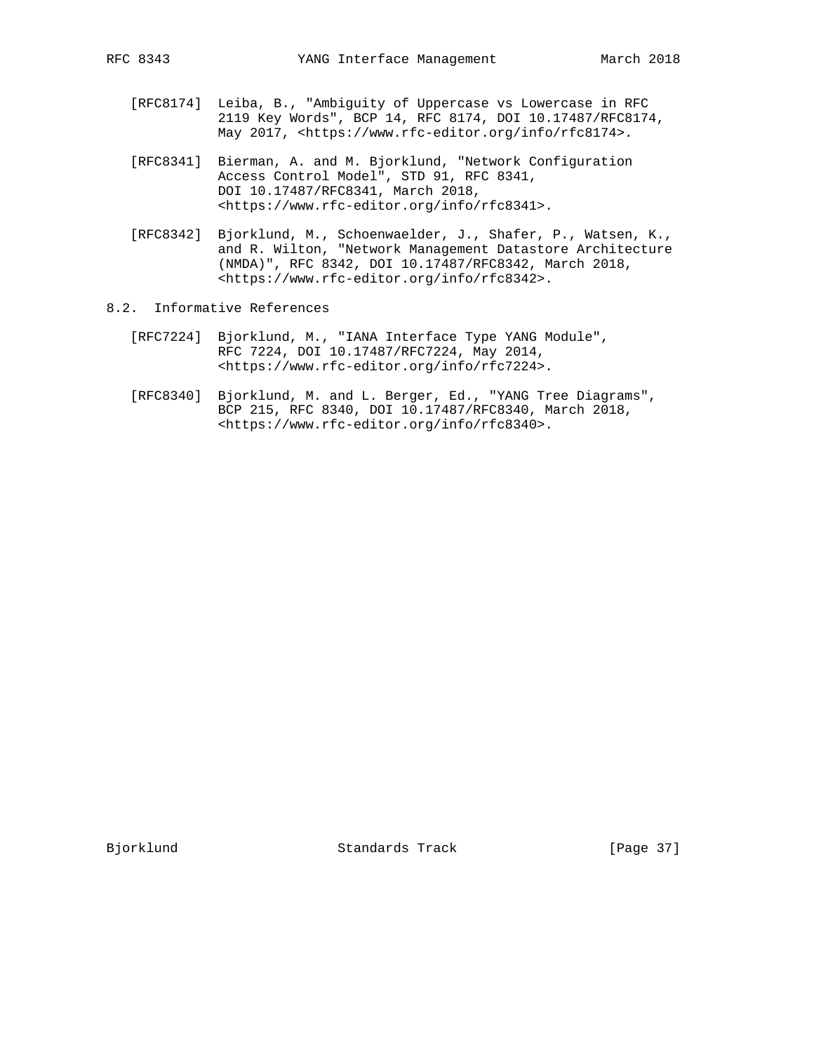[RFC8174] Leiba, B., "Ambiguity of Uppercase vs Lowercase in RFC 2119 Key Words", BCP 14, RFC 8174, DOI 10.17487/RFC8174, May 2017, <https://www.rfc-editor.org/info/rfc8174>.

[RFC8341] Bierman, A. and M. Bjorklund, "Network Configuration Access Control Model", STD 91, RFC 8341, DOI 10.17487/RFC8341, March 2018, <https://www.rfc-editor.org/info/rfc8341>.

[RFC8342] Bjorklund, M., Schoenwaelder, J., Shafer, P., Watsen, K., and R. Wilton, "Network Management Datastore Architecture (NMDA)", RFC 8342, DOI 10.17487/RFC8342, March 2018, <https://www.rfc-editor.org/info/rfc8342>.

## 8.2. Informative References

[RFC7224] Bjorklund, M., "IANA Interface Type YANG Module", RFC 7224, DOI 10.17487/RFC7224, May 2014, <https://www.rfc-editor.org/info/rfc7224>.

[RFC8340] Bjorklund, M. and L. Berger, Ed., "YANG Tree Diagrams", BCP 215, RFC 8340, DOI 10.17487/RFC8340, March 2018, <https://www.rfc-editor.org/info/rfc8340>.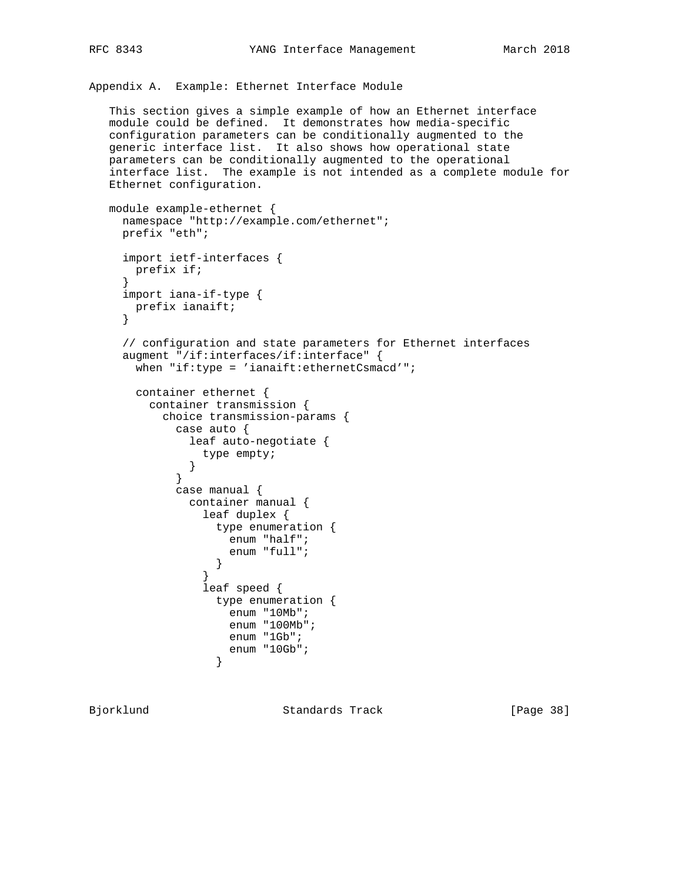## Appendix A.  Example: Ethernet Interface Module

This section gives a simple example of how an Ethernet interface module could be defined.  It demonstrates how media-specific configuration parameters can be conditionally augmented to the generic interface list.  It also shows how operational state parameters can be conditionally augmented to the operational interface list.  The example is not intended as a complete module for Ethernet configuration.

```
module example-ethernet {
  namespace "http://example.com/ethernet";
  prefix "eth";

  import ietf-interfaces {
    prefix if;
  }
  import iana-if-type {
    prefix ianaift;
  }

  // configuration and state parameters for Ethernet interfaces
  augment "/if:interfaces/if:interface" {
    when "if:type = 'ianaift:ethernetCsmacd'";

    container ethernet {
      container transmission {
        choice transmission-params {
          case auto {
            leaf auto-negotiate {
              type empty;
            }
          }
          case manual {
            container manual {
              leaf duplex {
                type enumeration {
                  enum "half";
                  enum "full";
                }
              }
              leaf speed {
                type enumeration {
                  enum "10Mb";
                  enum "100Mb";
                  enum "1Gb";
                  enum "10Gb";
                }
```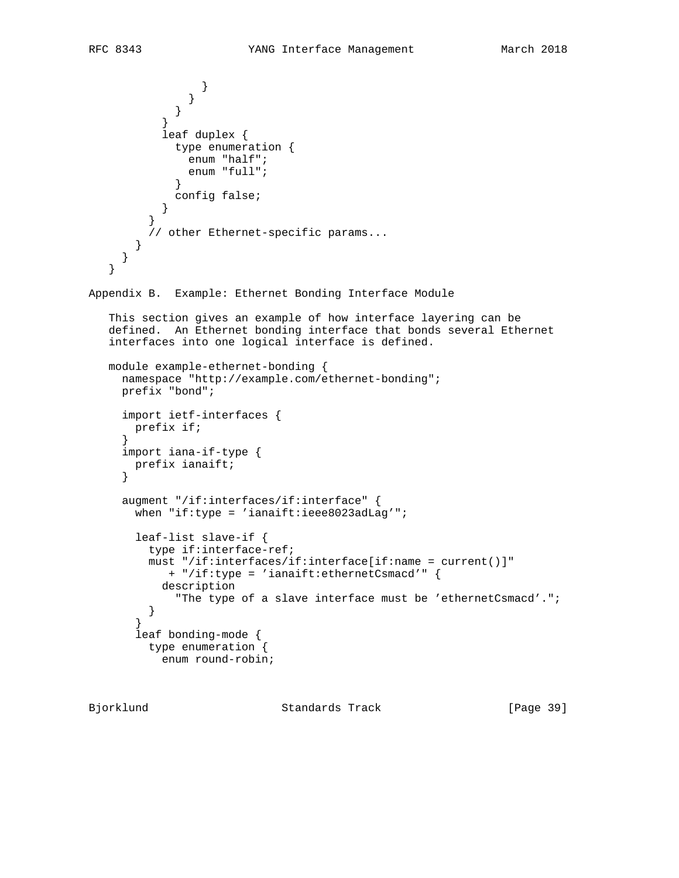```
              }
            }
          }
        }
        leaf duplex {
          type enumeration {
            enum "half";
            enum "full";
          }
          config false;
        }
      }
      // other Ethernet-specific params...
    }
  }
}
```

## Appendix B. Example: Ethernet Bonding Interface Module

This section gives an example of how interface layering can be defined. An Ethernet bonding interface that bonds several Ethernet interfaces into one logical interface is defined.

```
module example-ethernet-bonding {
  namespace "http://example.com/ethernet-bonding";
  prefix "bond";

  import ietf-interfaces {
    prefix if;
  }
  import iana-if-type {
    prefix ianaift;
  }

  augment "/if:interfaces/if:interface" {
    when "if:type = 'ianaift:ieee8023adLag'";

    leaf-list slave-if {
      type if:interface-ref;
      must "/if:interfaces/if:interface[if:name = current()]"
         + "/if:type = 'ianaift:ethernetCsmacd'" {
        description
          "The type of a slave interface must be 'ethernetCsmacd'.";
      }
    }
    leaf bonding-mode {
      type enumeration {
        enum round-robin;
```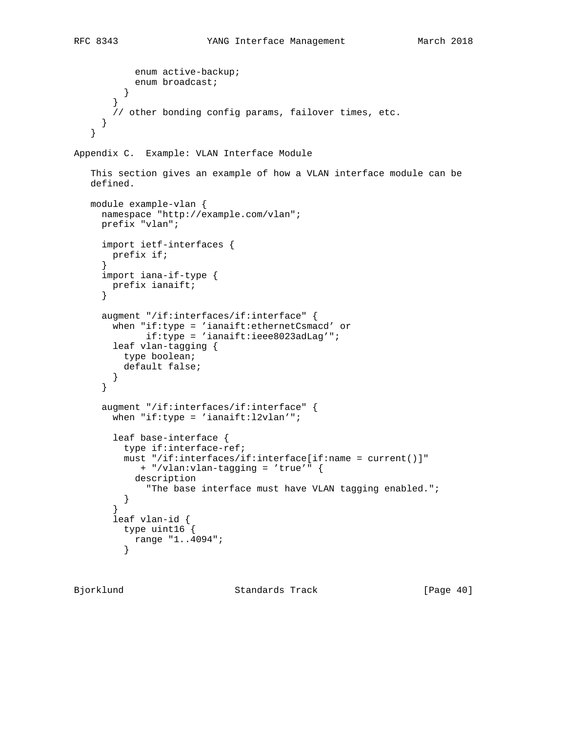```
          enum active-backup;
          enum broadcast;
        }
      }
      // other bonding config params, failover times, etc.
    }
  }
```

## Appendix C.  Example: VLAN Interface Module

This section gives an example of how a VLAN interface module can be defined.

```
  module example-vlan {
    namespace "http://example.com/vlan";
    prefix "vlan";

    import ietf-interfaces {
      prefix if;
    }
    import iana-if-type {
      prefix ianaift;
    }

    augment "/if:interfaces/if:interface" {
      when "if:type = 'ianaift:ethernetCsmacd' or
            if:type = 'ianaift:ieee8023adLag'";
      leaf vlan-tagging {
        type boolean;
        default false;
      }
    }

    augment "/if:interfaces/if:interface" {
      when "if:type = 'ianaift:l2vlan'";

      leaf base-interface {
        type if:interface-ref;
        must "/if:interfaces/if:interface[if:name = current()]"
           + "/vlan:vlan-tagging = 'true'" {
          description
            "The base interface must have VLAN tagging enabled.";
        }
      }
      leaf vlan-id {
        type uint16 {
          range "1..4094";
        }
```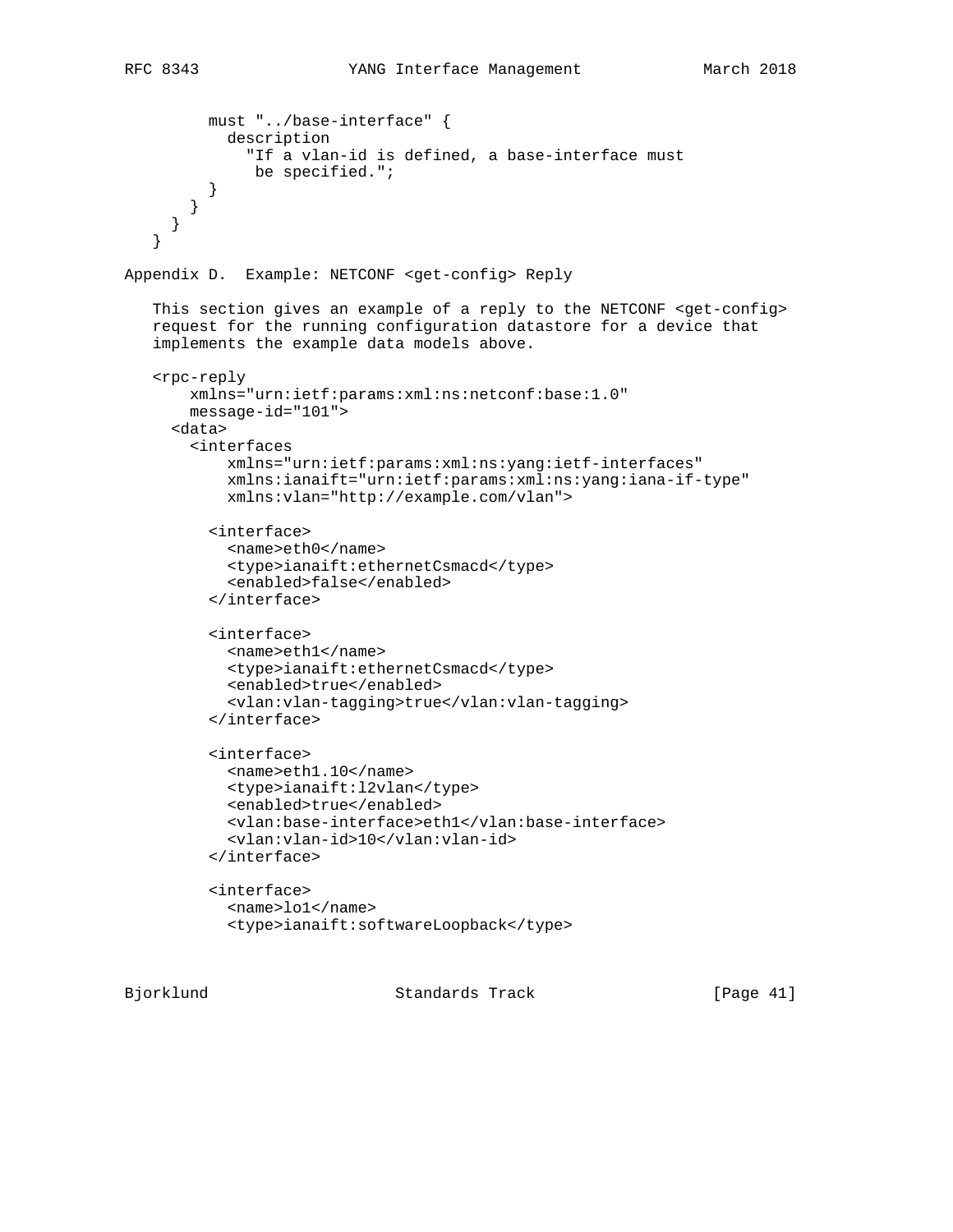```
        must "../base-interface" {
          description
            "If a vlan-id is defined, a base-interface must
             be specified.";
        }
      }
    }
  }
```

## Appendix D. Example: NETCONF <get-config> Reply

This section gives an example of a reply to the NETCONF <get-config> request for the running configuration datastore for a device that implements the example data models above.

```
<rpc-reply
    xmlns="urn:ietf:params:xml:ns:netconf:base:1.0"
    message-id="101">
  <data>
    <interfaces
        xmlns="urn:ietf:params:xml:ns:yang:ietf-interfaces"
        xmlns:ianaift="urn:ietf:params:xml:ns:yang:iana-if-type"
        xmlns:vlan="http://example.com/vlan">

      <interface>
        <name>eth0</name>
        <type>ianaift:ethernetCsmacd</type>
        <enabled>false</enabled>
      </interface>

      <interface>
        <name>eth1</name>
        <type>ianaift:ethernetCsmacd</type>
        <enabled>true</enabled>
        <vlan:vlan-tagging>true</vlan:vlan-tagging>
      </interface>

      <interface>
        <name>eth1.10</name>
        <type>ianaift:l2vlan</type>
        <enabled>true</enabled>
        <vlan:base-interface>eth1</vlan:base-interface>
        <vlan:vlan-id>10</vlan:vlan-id>
      </interface>

      <interface>
        <name>lo1</name>
        <type>ianaift:softwareLoopback</type>
```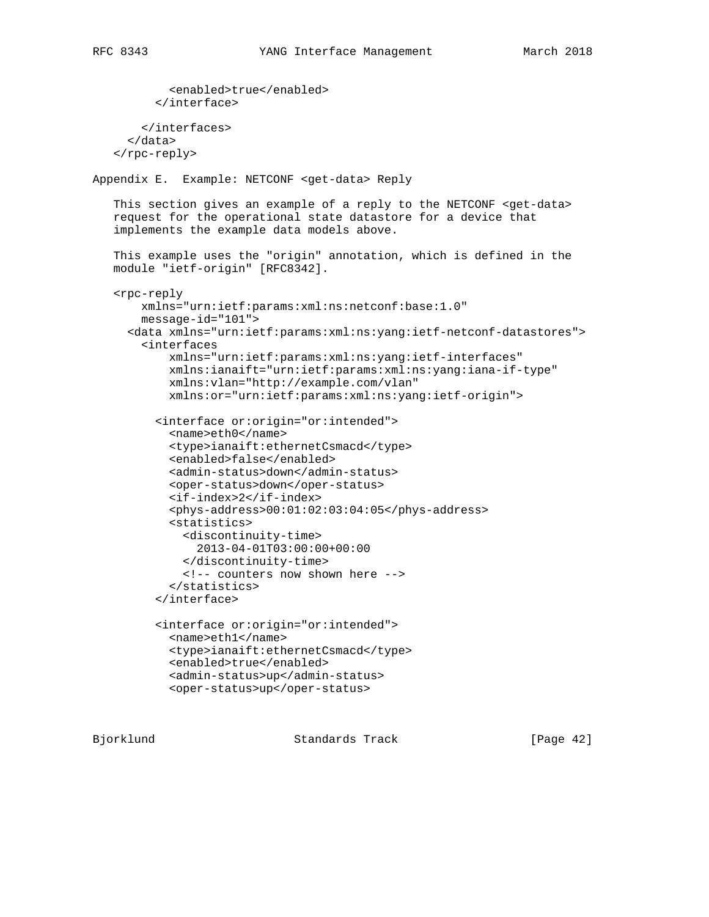```
          <enabled>true</enabled>
        </interface>

      </interfaces>
    </data>
  </rpc-reply>
```

## Appendix E.  Example: NETCONF <get-data> Reply

This section gives an example of a reply to the NETCONF <get-data> request for the operational state datastore for a device that implements the example data models above.

This example uses the "origin" annotation, which is defined in the module "ietf-origin" [RFC8342].

```
  <rpc-reply
      xmlns="urn:ietf:params:xml:ns:netconf:base:1.0"
      message-id="101">
    <data xmlns="urn:ietf:params:xml:ns:yang:ietf-netconf-datastores">
      <interfaces
          xmlns="urn:ietf:params:xml:ns:yang:ietf-interfaces"
          xmlns:ianaift="urn:ietf:params:xml:ns:yang:iana-if-type"
          xmlns:vlan="http://example.com/vlan"
          xmlns:or="urn:ietf:params:xml:ns:yang:ietf-origin">

        <interface or:origin="or:intended">
          <name>eth0</name>
          <type>ianaift:ethernetCsmacd</type>
          <enabled>false</enabled>
          <admin-status>down</admin-status>
          <oper-status>down</oper-status>
          <if-index>2</if-index>
          <phys-address>00:01:02:03:04:05</phys-address>
          <statistics>
            <discontinuity-time>
              2013-04-01T03:00:00+00:00
            </discontinuity-time>
            <!-- counters now shown here -->
          </statistics>
        </interface>

        <interface or:origin="or:intended">
          <name>eth1</name>
          <type>ianaift:ethernetCsmacd</type>
          <enabled>true</enabled>
          <admin-status>up</admin-status>
          <oper-status>up</oper-status>
```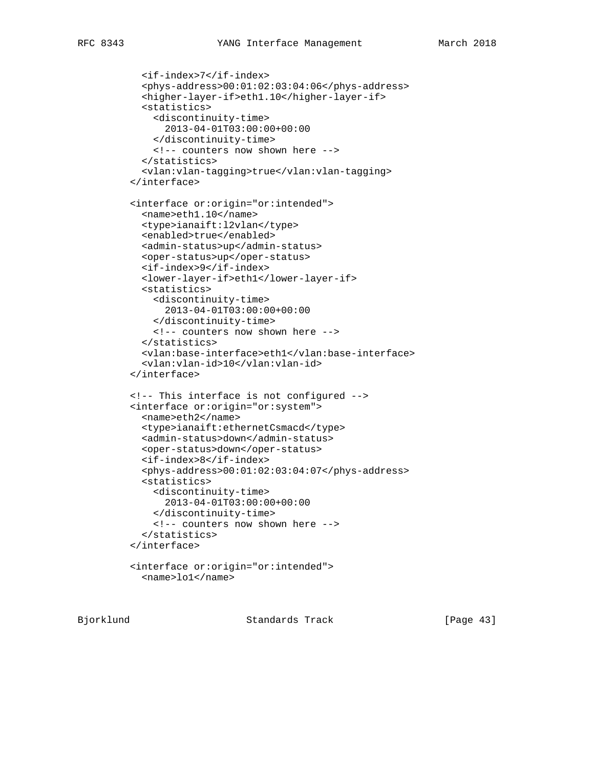```
          <if-index>7</if-index>
          <phys-address>00:01:02:03:04:06</phys-address>
          <higher-layer-if>eth1.10</higher-layer-if>
          <statistics>
            <discontinuity-time>
              2013-04-01T03:00:00+00:00
            </discontinuity-time>
            <!-- counters now shown here -->
          </statistics>
          <vlan:vlan-tagging>true</vlan:vlan-tagging>
        </interface>

        <interface or:origin="or:intended">
          <name>eth1.10</name>
          <type>ianaift:l2vlan</type>
          <enabled>true</enabled>
          <admin-status>up</admin-status>
          <oper-status>up</oper-status>
          <if-index>9</if-index>
          <lower-layer-if>eth1</lower-layer-if>
          <statistics>
            <discontinuity-time>
              2013-04-01T03:00:00+00:00
            </discontinuity-time>
            <!-- counters now shown here -->
          </statistics>
          <vlan:base-interface>eth1</vlan:base-interface>
          <vlan:vlan-id>10</vlan:vlan-id>
        </interface>

        <!-- This interface is not configured -->
        <interface or:origin="or:system">
          <name>eth2</name>
          <type>ianaift:ethernetCsmacd</type>
          <admin-status>down</admin-status>
          <oper-status>down</oper-status>
          <if-index>8</if-index>
          <phys-address>00:01:02:03:04:07</phys-address>
          <statistics>
            <discontinuity-time>
              2013-04-01T03:00:00+00:00
            </discontinuity-time>
            <!-- counters now shown here -->
          </statistics>
        </interface>

        <interface or:origin="or:intended">
          <name>lo1</name>
```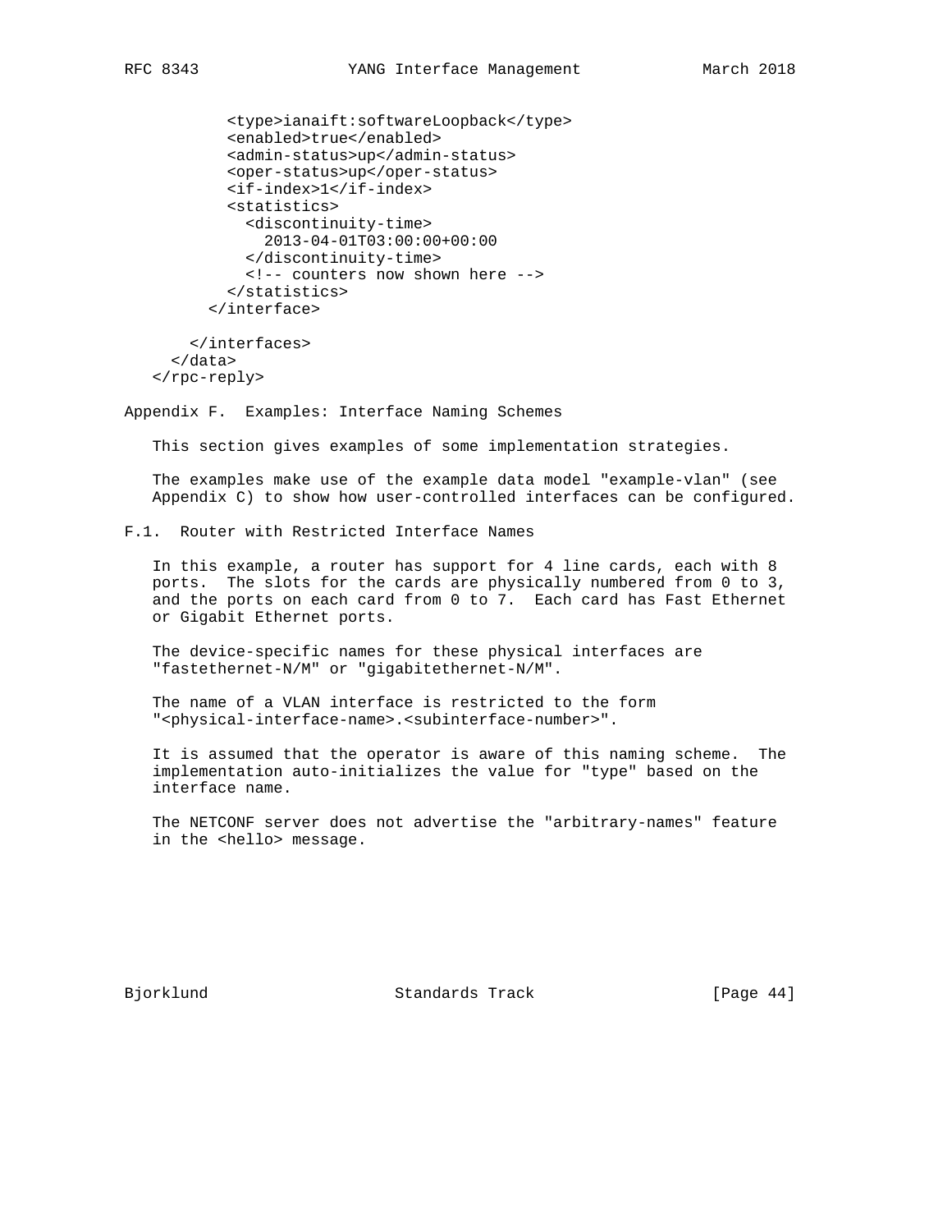```
          <type>ianaift:softwareLoopback</type>
          <enabled>true</enabled>
          <admin-status>up</admin-status>
          <oper-status>up</oper-status>
          <if-index>1</if-index>
          <statistics>
            <discontinuity-time>
              2013-04-01T03:00:00+00:00
            </discontinuity-time>
            <!-- counters now shown here -->
          </statistics>
        </interface>

      </interfaces>
    </data>
  </rpc-reply>
```

## Appendix F. Examples: Interface Naming Schemes

This section gives examples of some implementation strategies.

The examples make use of the example data model "example-vlan" (see Appendix C) to show how user-controlled interfaces can be configured.

### F.1. Router with Restricted Interface Names

In this example, a router has support for 4 line cards, each with 8 ports. The slots for the cards are physically numbered from 0 to 3, and the ports on each card from 0 to 7. Each card has Fast Ethernet or Gigabit Ethernet ports.

The device-specific names for these physical interfaces are "fastethernet-N/M" or "gigabitethernet-N/M".

The name of a VLAN interface is restricted to the form "<physical-interface-name>.<subinterface-number>".

It is assumed that the operator is aware of this naming scheme. The implementation auto-initializes the value for "type" based on the interface name.

The NETCONF server does not advertise the "arbitrary-names" feature in the <hello> message.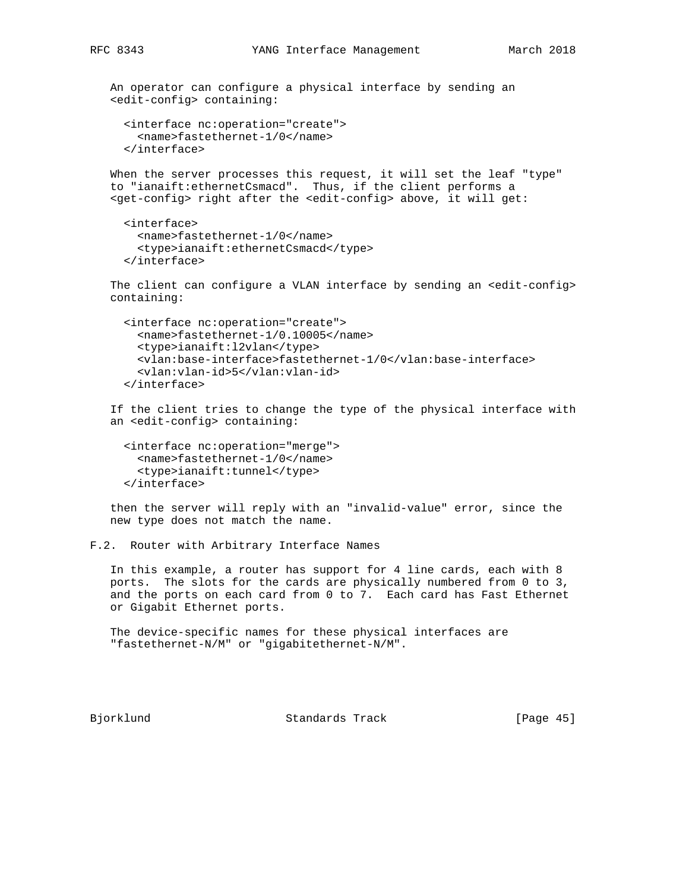An operator can configure a physical interface by sending an <edit-config> containing:

```
<interface nc:operation="create">
  <name>fastethernet-1/0</name>
</interface>
```

When the server processes this request, it will set the leaf "type" to "ianaift:ethernetCsmacd". Thus, if the client performs a <get-config> right after the <edit-config> above, it will get:

```
<interface>
  <name>fastethernet-1/0</name>
  <type>ianaift:ethernetCsmacd</type>
</interface>
```

The client can configure a VLAN interface by sending an <edit-config> containing:

```
<interface nc:operation="create">
  <name>fastethernet-1/0.10005</name>
  <type>ianaift:l2vlan</type>
  <vlan:base-interface>fastethernet-1/0</vlan:base-interface>
  <vlan:vlan-id>5</vlan:vlan-id>
</interface>
```

If the client tries to change the type of the physical interface with an <edit-config> containing:

```
<interface nc:operation="merge">
  <name>fastethernet-1/0</name>
  <type>ianaift:tunnel</type>
</interface>
```

then the server will reply with an "invalid-value" error, since the new type does not match the name.

## F.2. Router with Arbitrary Interface Names

In this example, a router has support for 4 line cards, each with 8 ports. The slots for the cards are physically numbered from 0 to 3, and the ports on each card from 0 to 7. Each card has Fast Ethernet or Gigabit Ethernet ports.

The device-specific names for these physical interfaces are "fastethernet-N/M" or "gigabitethernet-N/M".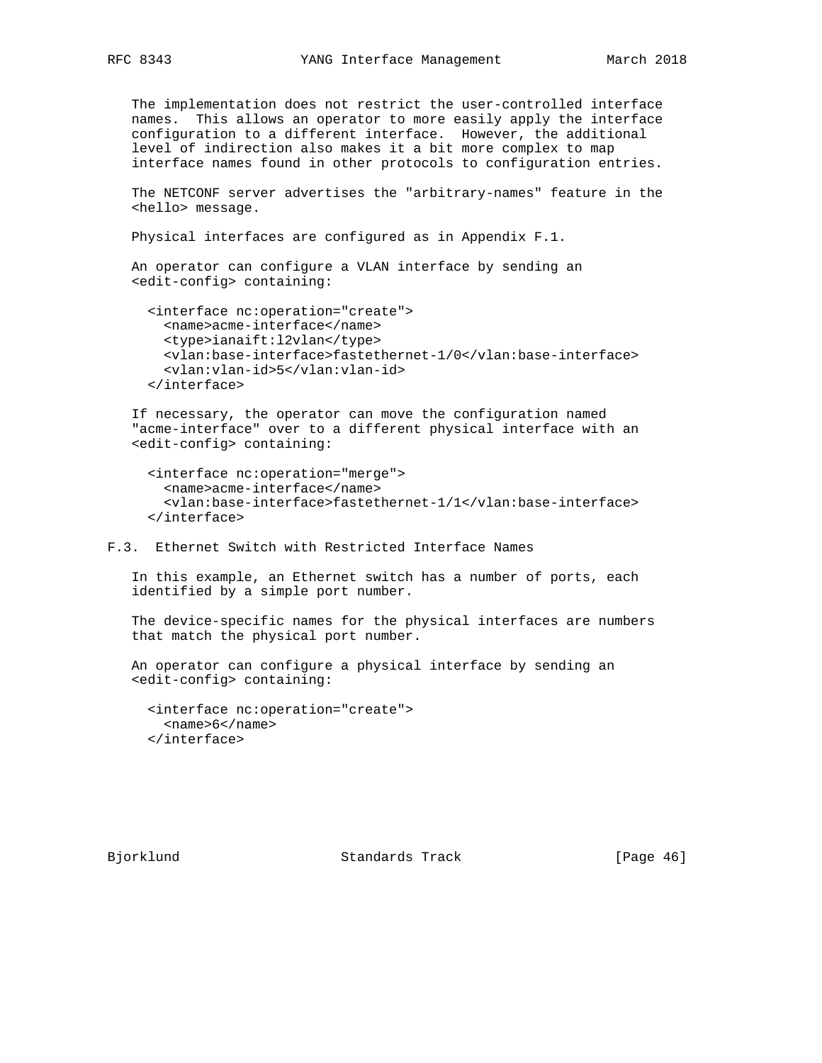The implementation does not restrict the user-controlled interface names. This allows an operator to more easily apply the interface configuration to a different interface. However, the additional level of indirection also makes it a bit more complex to map interface names found in other protocols to configuration entries.

The NETCONF server advertises the "arbitrary-names" feature in the <hello> message.

Physical interfaces are configured as in Appendix F.1.

An operator can configure a VLAN interface by sending an <edit-config> containing:

```
<interface nc:operation="create">
  <name>acme-interface</name>
  <type>ianaift:l2vlan</type>
  <vlan:base-interface>fastethernet-1/0</vlan:base-interface>
  <vlan:vlan-id>5</vlan:vlan-id>
</interface>
```

If necessary, the operator can move the configuration named "acme-interface" over to a different physical interface with an <edit-config> containing:

```
<interface nc:operation="merge">
  <name>acme-interface</name>
  <vlan:base-interface>fastethernet-1/1</vlan:base-interface>
</interface>
```

## F.3. Ethernet Switch with Restricted Interface Names

In this example, an Ethernet switch has a number of ports, each identified by a simple port number.

The device-specific names for the physical interfaces are numbers that match the physical port number.

An operator can configure a physical interface by sending an <edit-config> containing:

```
<interface nc:operation="create">
  <name>6</name>
</interface>
```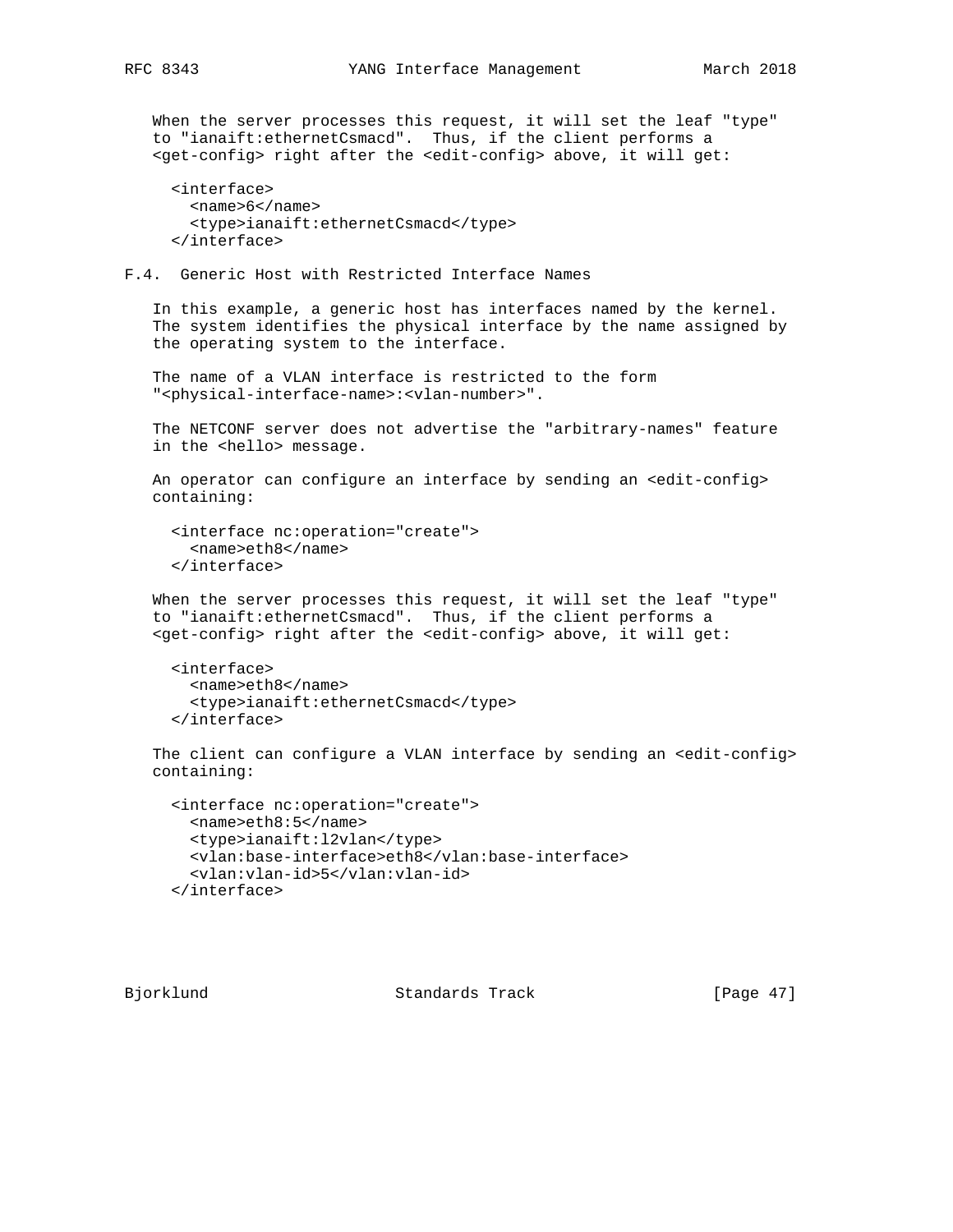When the server processes this request, it will set the leaf "type" to "ianaift:ethernetCsmacd". Thus, if the client performs a <get-config> right after the <edit-config> above, it will get:

```
<interface>
  <name>6</name>
  <type>ianaift:ethernetCsmacd</type>
</interface>
```

### F.4. Generic Host with Restricted Interface Names

In this example, a generic host has interfaces named by the kernel. The system identifies the physical interface by the name assigned by the operating system to the interface.

The name of a VLAN interface is restricted to the form "<physical-interface-name>:<vlan-number>".

The NETCONF server does not advertise the "arbitrary-names" feature in the <hello> message.

An operator can configure an interface by sending an <edit-config> containing:

```
<interface nc:operation="create">
  <name>eth8</name>
</interface>
```

When the server processes this request, it will set the leaf "type" to "ianaift:ethernetCsmacd". Thus, if the client performs a <get-config> right after the <edit-config> above, it will get:

```
<interface>
  <name>eth8</name>
  <type>ianaift:ethernetCsmacd</type>
</interface>
```

The client can configure a VLAN interface by sending an <edit-config> containing:

```
<interface nc:operation="create">
  <name>eth8:5</name>
  <type>ianaift:l2vlan</type>
  <vlan:base-interface>eth8</vlan:base-interface>
  <vlan:vlan-id>5</vlan:vlan-id>
</interface>
```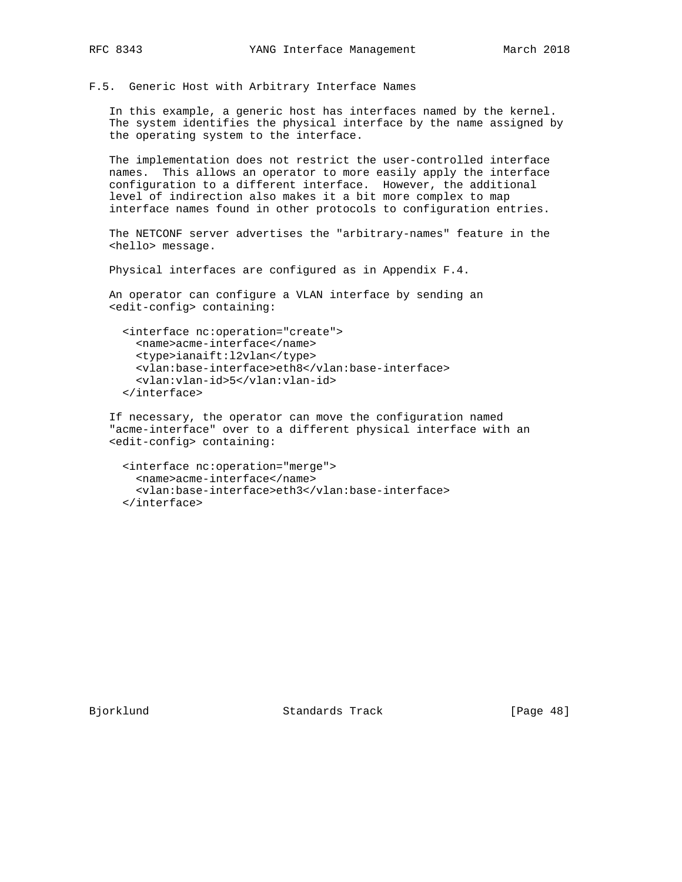### F.5. Generic Host with Arbitrary Interface Names

In this example, a generic host has interfaces named by the kernel. The system identifies the physical interface by the name assigned by the operating system to the interface.

The implementation does not restrict the user-controlled interface names. This allows an operator to more easily apply the interface configuration to a different interface. However, the additional level of indirection also makes it a bit more complex to map interface names found in other protocols to configuration entries.

The NETCONF server advertises the "arbitrary-names" feature in the <hello> message.

Physical interfaces are configured as in Appendix F.4.

An operator can configure a VLAN interface by sending an <edit-config> containing:

```
<interface nc:operation="create">
  <name>acme-interface</name>
  <type>ianaift:l2vlan</type>
  <vlan:base-interface>eth8</vlan:base-interface>
  <vlan:vlan-id>5</vlan:vlan-id>
</interface>
```

If necessary, the operator can move the configuration named "acme-interface" over to a different physical interface with an <edit-config> containing:

```
<interface nc:operation="merge">
  <name>acme-interface</name>
  <vlan:base-interface>eth3</vlan:base-interface>
</interface>
```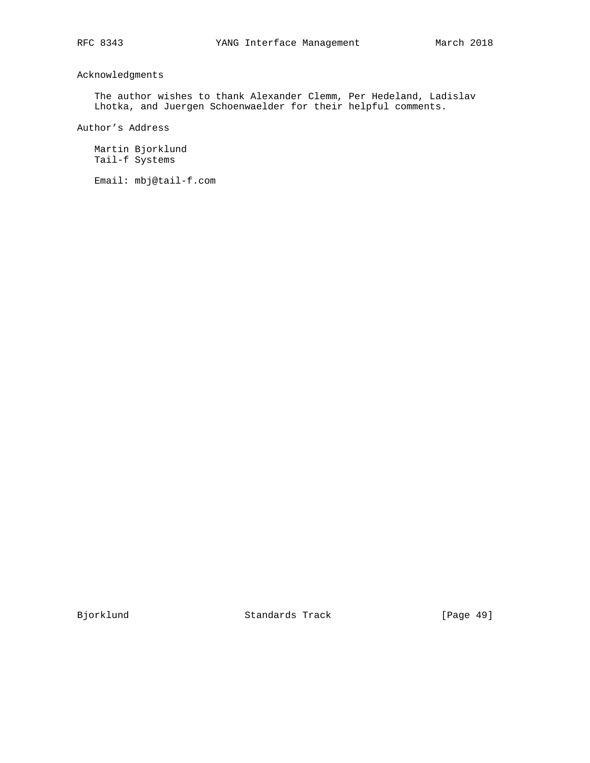## Acknowledgments

The author wishes to thank Alexander Clemm, Per Hedeland, Ladislav Lhotka, and Juergen Schoenwaelder for their helpful comments.

## Author's Address

Martin Bjorklund
Tail-f Systems

Email: mbj@tail-f.com